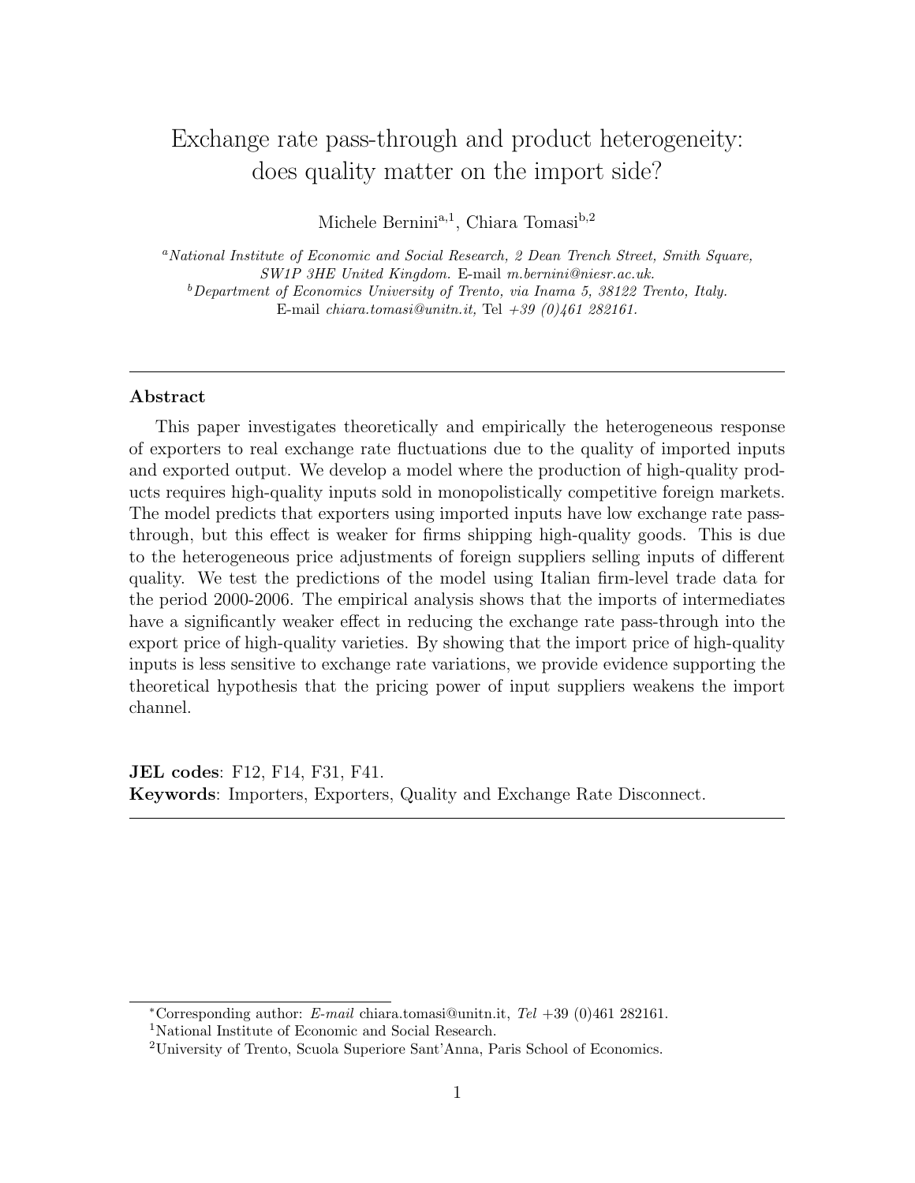# Exchange rate pass-through and product heterogeneity: does quality matter on the import side?

Michele Bernini[a,1], Chiara Tomasi[b,2]

[a] *National Institute of Economic and Social Research, 2 Dean Trench Street, Smith Square, SW1P 3HE United Kingdom.* E-mail *m.bernini@niesr.ac.uk.*
[b] *Department of Economics University of Trento, via Inama 5, 38122 Trento, Italy.* E-mail *chiara.tomasi@unitn.it,* Tel *+39 (0)461 282161.*

---

### Abstract

This paper investigates theoretically and empirically the heterogeneous response of exporters to real exchange rate fluctuations due to the quality of imported inputs and exported output. We develop a model where the production of high-quality products requires high-quality inputs sold in monopolistically competitive foreign markets. The model predicts that exporters using imported inputs have low exchange rate pass-through, but this effect is weaker for firms shipping high-quality goods. This is due to the heterogeneous price adjustments of foreign suppliers selling inputs of different quality. We test the predictions of the model using Italian firm-level trade data for the period 2000-2006. The empirical analysis shows that the imports of intermediates have a significantly weaker effect in reducing the exchange rate pass-through into the export price of high-quality varieties. By showing that the import price of high-quality inputs is less sensitive to exchange rate variations, we provide evidence supporting the theoretical hypothesis that the pricing power of input suppliers weakens the import channel.

**JEL codes**: F12, F14, F31, F41.
**Keywords**: Importers, Exporters, Quality and Exchange Rate Disconnect.

---

[*] Corresponding author: *E-mail* chiara.tomasi@unitn.it, *Tel* +39 (0)461 282161.
[1] National Institute of Economic and Social Research.
[2] University of Trento, Scuola Superiore Sant'Anna, Paris School of Economics.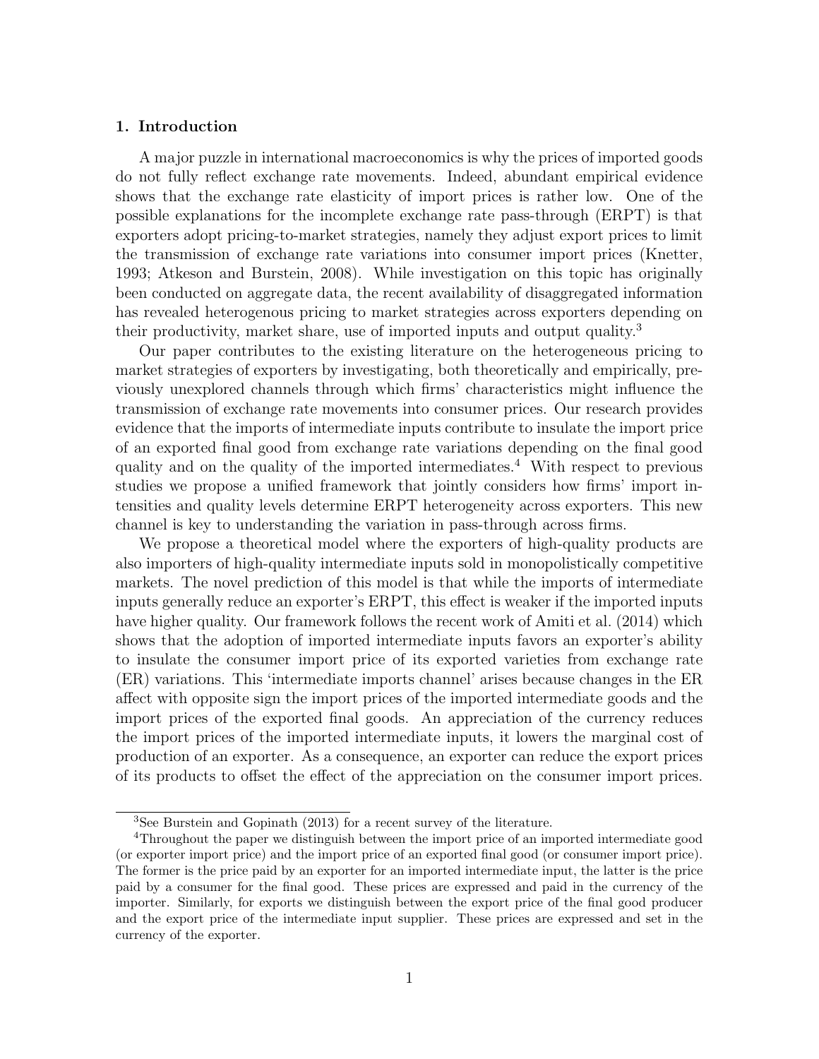## 1. Introduction

A major puzzle in international macroeconomics is why the prices of imported goods do not fully reflect exchange rate movements. Indeed, abundant empirical evidence shows that the exchange rate elasticity of import prices is rather low. One of the possible explanations for the incomplete exchange rate pass-through (ERPT) is that exporters adopt pricing-to-market strategies, namely they adjust export prices to limit the transmission of exchange rate variations into consumer import prices (Knetter, 1993; Atkeson and Burstein, 2008). While investigation on this topic has originally been conducted on aggregate data, the recent availability of disaggregated information has revealed heterogenous pricing to market strategies across exporters depending on their productivity, market share, use of imported inputs and output quality.[3]

Our paper contributes to the existing literature on the heterogeneous pricing to market strategies of exporters by investigating, both theoretically and empirically, previously unexplored channels through which firms' characteristics might influence the transmission of exchange rate movements into consumer prices. Our research provides evidence that the imports of intermediate inputs contribute to insulate the import price of an exported final good from exchange rate variations depending on the final good quality and on the quality of the imported intermediates.[4] With respect to previous studies we propose a unified framework that jointly considers how firms' import intensities and quality levels determine ERPT heterogeneity across exporters. This new channel is key to understanding the variation in pass-through across firms.

We propose a theoretical model where the exporters of high-quality products are also importers of high-quality intermediate inputs sold in monopolistically competitive markets. The novel prediction of this model is that while the imports of intermediate inputs generally reduce an exporter's ERPT, this effect is weaker if the imported inputs have higher quality. Our framework follows the recent work of Amiti et al. (2014) which shows that the adoption of imported intermediate inputs favors an exporter's ability to insulate the consumer import price of its exported varieties from exchange rate (ER) variations. This 'intermediate imports channel' arises because changes in the ER affect with opposite sign the import prices of the imported intermediate goods and the import prices of the exported final goods. An appreciation of the currency reduces the import prices of the imported intermediate inputs, it lowers the marginal cost of production of an exporter. As a consequence, an exporter can reduce the export prices of its products to offset the effect of the appreciation on the consumer import prices.

[3] See Burstein and Gopinath (2013) for a recent survey of the literature.

[4] Throughout the paper we distinguish between the import price of an imported intermediate good (or exporter import price) and the import price of an exported final good (or consumer import price). The former is the price paid by an exporter for an imported intermediate input, the latter is the price paid by a consumer for the final good. These prices are expressed and paid in the currency of the importer. Similarly, for exports we distinguish between the export price of the final good producer and the export price of the intermediate input supplier. These prices are expressed and set in the currency of the exporter.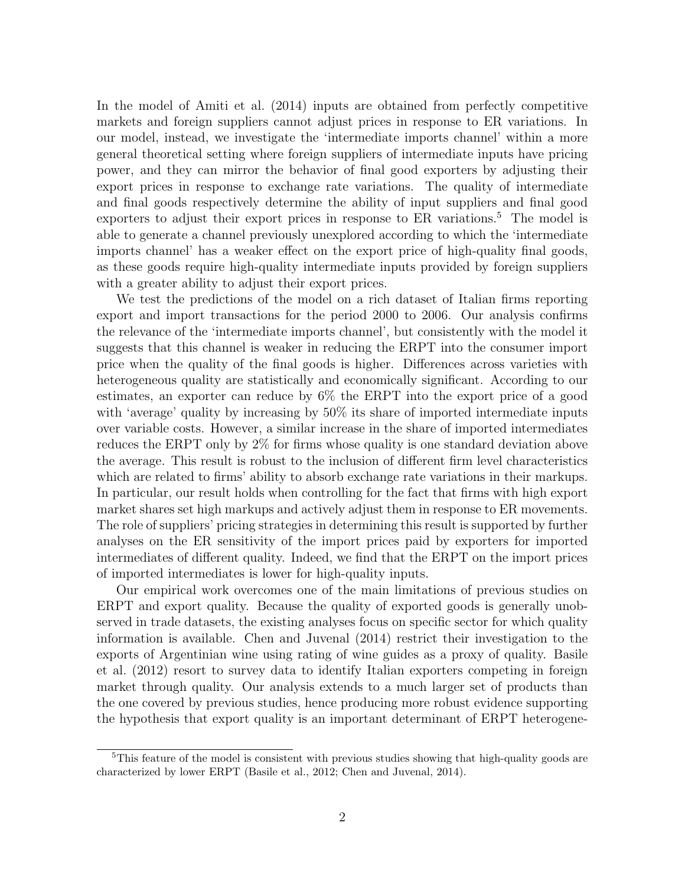In the model of Amiti et al. (2014) inputs are obtained from perfectly competitive markets and foreign suppliers cannot adjust prices in response to ER variations. In our model, instead, we investigate the 'intermediate imports channel' within a more general theoretical setting where foreign suppliers of intermediate inputs have pricing power, and they can mirror the behavior of final good exporters by adjusting their export prices in response to exchange rate variations. The quality of intermediate and final goods respectively determine the ability of input suppliers and final good exporters to adjust their export prices in response to ER variations.[5] The model is able to generate a channel previously unexplored according to which the 'intermediate imports channel' has a weaker effect on the export price of high-quality final goods, as these goods require high-quality intermediate inputs provided by foreign suppliers with a greater ability to adjust their export prices.

We test the predictions of the model on a rich dataset of Italian firms reporting export and import transactions for the period 2000 to 2006. Our analysis confirms the relevance of the 'intermediate imports channel', but consistently with the model it suggests that this channel is weaker in reducing the ERPT into the consumer import price when the quality of the final goods is higher. Differences across varieties with heterogeneous quality are statistically and economically significant. According to our estimates, an exporter can reduce by 6% the ERPT into the export price of a good with 'average' quality by increasing by 50% its share of imported intermediate inputs over variable costs. However, a similar increase in the share of imported intermediates reduces the ERPT only by 2% for firms whose quality is one standard deviation above the average. This result is robust to the inclusion of different firm level characteristics which are related to firms' ability to absorb exchange rate variations in their markups. In particular, our result holds when controlling for the fact that firms with high export market shares set high markups and actively adjust them in response to ER movements. The role of suppliers' pricing strategies in determining this result is supported by further analyses on the ER sensitivity of the import prices paid by exporters for imported intermediates of different quality. Indeed, we find that the ERPT on the import prices of imported intermediates is lower for high-quality inputs.

Our empirical work overcomes one of the main limitations of previous studies on ERPT and export quality. Because the quality of exported goods is generally unobserved in trade datasets, the existing analyses focus on specific sector for which quality information is available. Chen and Juvenal (2014) restrict their investigation to the exports of Argentinian wine using rating of wine guides as a proxy of quality. Basile et al. (2012) resort to survey data to identify Italian exporters competing in foreign market through quality. Our analysis extends to a much larger set of products than the one covered by previous studies, hence producing more robust evidence supporting the hypothesis that export quality is an important determinant of ERPT heterogene-

[5] This feature of the model is consistent with previous studies showing that high-quality goods are characterized by lower ERPT (Basile et al., 2012; Chen and Juvenal, 2014).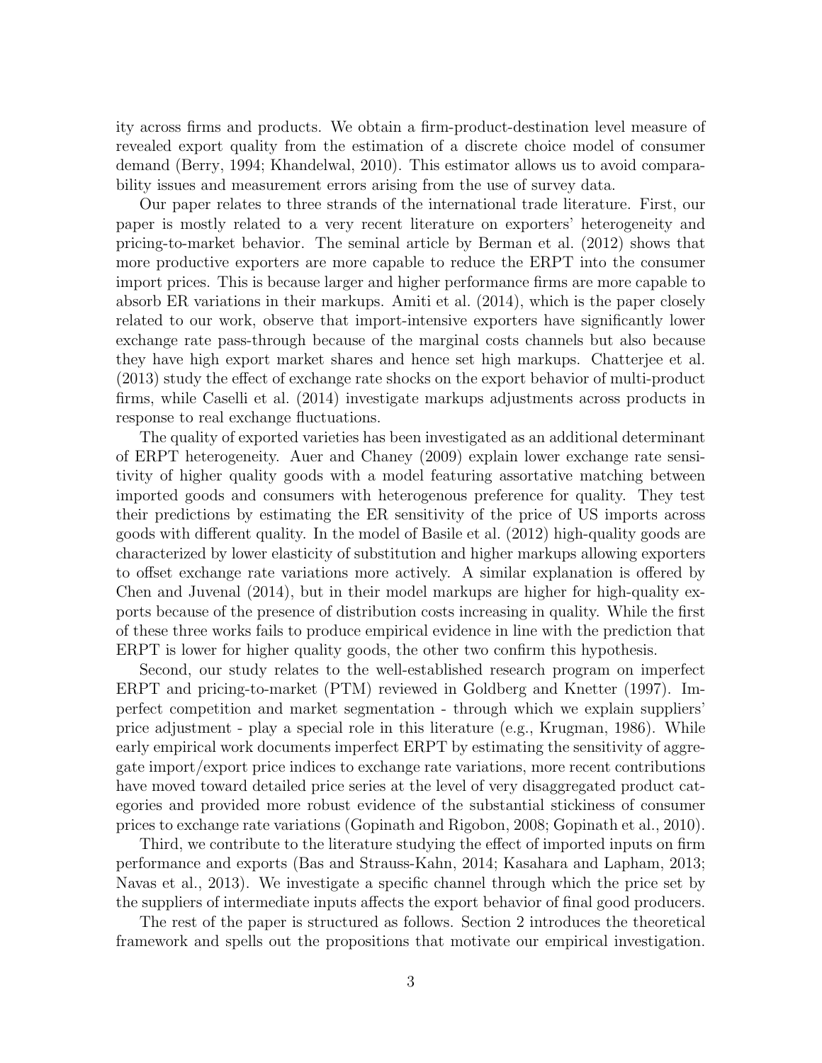ity across firms and products. We obtain a firm-product-destination level measure of revealed export quality from the estimation of a discrete choice model of consumer demand (Berry, 1994; Khandelwal, 2010). This estimator allows us to avoid comparability issues and measurement errors arising from the use of survey data.

Our paper relates to three strands of the international trade literature. First, our paper is mostly related to a very recent literature on exporters' heterogeneity and pricing-to-market behavior. The seminal article by Berman et al. (2012) shows that more productive exporters are more capable to reduce the ERPT into the consumer import prices. This is because larger and higher performance firms are more capable to absorb ER variations in their markups. Amiti et al. (2014), which is the paper closely related to our work, observe that import-intensive exporters have significantly lower exchange rate pass-through because of the marginal costs channels but also because they have high export market shares and hence set high markups. Chatterjee et al. (2013) study the effect of exchange rate shocks on the export behavior of multi-product firms, while Caselli et al. (2014) investigate markups adjustments across products in response to real exchange fluctuations.

The quality of exported varieties has been investigated as an additional determinant of ERPT heterogeneity. Auer and Chaney (2009) explain lower exchange rate sensitivity of higher quality goods with a model featuring assortative matching between imported goods and consumers with heterogenous preference for quality. They test their predictions by estimating the ER sensitivity of the price of US imports across goods with different quality. In the model of Basile et al. (2012) high-quality goods are characterized by lower elasticity of substitution and higher markups allowing exporters to offset exchange rate variations more actively. A similar explanation is offered by Chen and Juvenal (2014), but in their model markups are higher for high-quality exports because of the presence of distribution costs increasing in quality. While the first of these three works fails to produce empirical evidence in line with the prediction that ERPT is lower for higher quality goods, the other two confirm this hypothesis.

Second, our study relates to the well-established research program on imperfect ERPT and pricing-to-market (PTM) reviewed in Goldberg and Knetter (1997). Imperfect competition and market segmentation - through which we explain suppliers' price adjustment - play a special role in this literature (e.g., Krugman, 1986). While early empirical work documents imperfect ERPT by estimating the sensitivity of aggregate import/export price indices to exchange rate variations, more recent contributions have moved toward detailed price series at the level of very disaggregated product categories and provided more robust evidence of the substantial stickiness of consumer prices to exchange rate variations (Gopinath and Rigobon, 2008; Gopinath et al., 2010).

Third, we contribute to the literature studying the effect of imported inputs on firm performance and exports (Bas and Strauss-Kahn, 2014; Kasahara and Lapham, 2013; Navas et al., 2013). We investigate a specific channel through which the price set by the suppliers of intermediate inputs affects the export behavior of final good producers.

The rest of the paper is structured as follows. Section 2 introduces the theoretical framework and spells out the propositions that motivate our empirical investigation.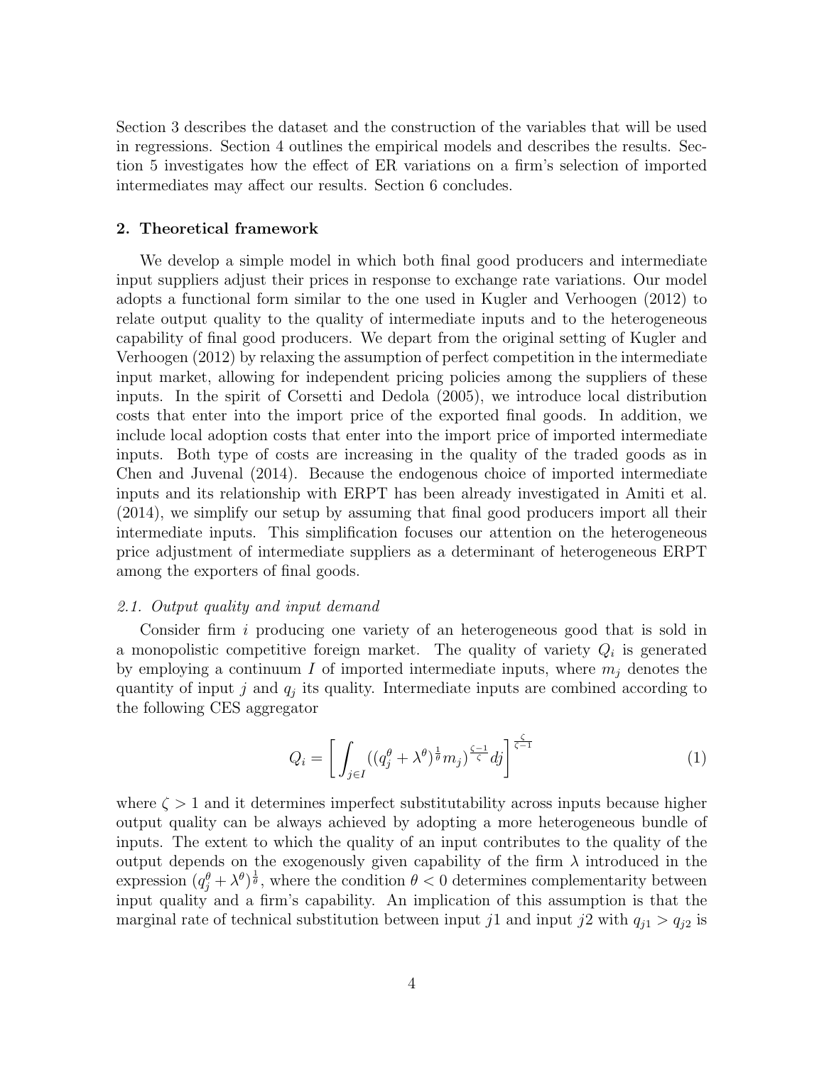Section 3 describes the dataset and the construction of the variables that will be used in regressions. Section 4 outlines the empirical models and describes the results. Section 5 investigates how the effect of ER variations on a firm's selection of imported intermediates may affect our results. Section 6 concludes.

## 2. Theoretical framework

We develop a simple model in which both final good producers and intermediate input suppliers adjust their prices in response to exchange rate variations. Our model adopts a functional form similar to the one used in Kugler and Verhoogen (2012) to relate output quality to the quality of intermediate inputs and to the heterogeneous capability of final good producers. We depart from the original setting of Kugler and Verhoogen (2012) by relaxing the assumption of perfect competition in the intermediate input market, allowing for independent pricing policies among the suppliers of these inputs. In the spirit of Corsetti and Dedola (2005), we introduce local distribution costs that enter into the import price of the exported final goods. In addition, we include local adoption costs that enter into the import price of imported intermediate inputs. Both type of costs are increasing in the quality of the traded goods as in Chen and Juvenal (2014). Because the endogenous choice of imported intermediate inputs and its relationship with ERPT has been already investigated in Amiti et al. (2014), we simplify our setup by assuming that final good producers import all their intermediate inputs. This simplification focuses our attention on the heterogeneous price adjustment of intermediate suppliers as a determinant of heterogeneous ERPT among the exporters of final goods.

### *2.1. Output quality and input demand*

Consider firm $i$ producing one variety of an heterogeneous good that is sold in a monopolistic competitive foreign market. The quality of variety $Q_i$ is generated by employing a continuum $I$ of imported intermediate inputs, where $m_j$ denotes the quantity of input $j$ and $q_j$ its quality. Intermediate inputs are combined according to the following CES aggregator

$$Q_i = \left[ \int_{j \in I} ((q_j^\theta + \lambda^\theta)^{\frac{1}{\theta}} m_j)^{\frac{\zeta - 1}{\zeta}} dj \right]^{\frac{\zeta}{\zeta - 1}} \tag{1}$$

where $\zeta > 1$ and it determines imperfect substitutability across inputs because higher output quality can be always achieved by adopting a more heterogeneous bundle of inputs. The extent to which the quality of an input contributes to the quality of the output depends on the exogenously given capability of the firm $\lambda$ introduced in the expression $(q_j^\theta + \lambda^\theta)^{\frac{1}{\theta}}$, where the condition $\theta < 0$ determines complementarity between input quality and a firm's capability. An implication of this assumption is that the marginal rate of technical substitution between input $j1$ and input $j2$ with $q_{j1} > q_{j2}$ is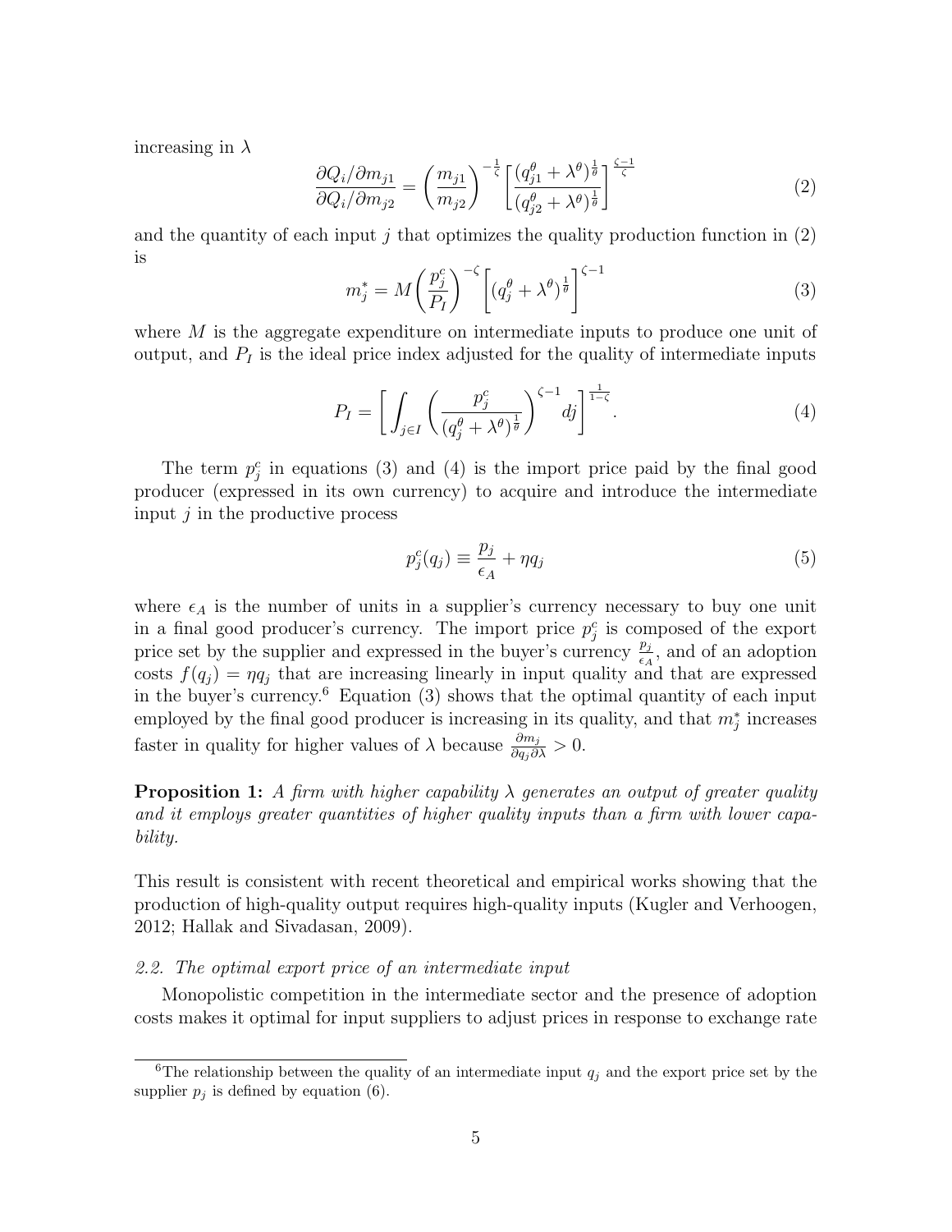increasing in $\lambda$

$$\frac{\partial Q_i/\partial m_{j1}}{\partial Q_i/\partial m_{j2}} = \left(\frac{m_{j1}}{m_{j2}}\right)^{-\frac{1}{\zeta}} \left[\frac{(q_{j1}^{\theta} + \lambda^{\theta})^{\frac{1}{\theta}}}{(q_{j2}^{\theta} + \lambda^{\theta})^{\frac{1}{\theta}}}\right]^{\frac{\zeta-1}{\zeta}} \tag{2}$$

and the quantity of each input $j$ that optimizes the quality production function in (2) is

$$m_j^* = M\left(\frac{p_j^c}{P_I}\right)^{-\zeta}\left[(q_j^{\theta} + \lambda^{\theta})^{\frac{1}{\theta}}\right]^{\zeta-1} \tag{3}$$

where $M$ is the aggregate expenditure on intermediate inputs to produce one unit of output, and $P_I$ is the ideal price index adjusted for the quality of intermediate inputs

$$P_I = \left[\int_{j\in I}\left(\frac{p_j^c}{(q_j^{\theta} + \lambda^{\theta})^{\frac{1}{\theta}}}\right)^{\zeta-1} dj\right]^{\frac{1}{1-\zeta}}. \tag{4}$$

The term $p_j^c$ in equations (3) and (4) is the import price paid by the final good producer (expressed in its own currency) to acquire and introduce the intermediate input $j$ in the productive process

$$p_j^c(q_j) \equiv \frac{p_j}{\epsilon_A} + \eta q_j \tag{5}$$

where $\epsilon_A$ is the number of units in a supplier's currency necessary to buy one unit in a final good producer's currency. The import price $p_j^c$ is composed of the export price set by the supplier and expressed in the buyer's currency $\frac{p_j}{\epsilon_A}$, and of an adoption costs $f(q_j) = \eta q_j$ that are increasing linearly in input quality and that are expressed in the buyer's currency.[6] Equation (3) shows that the optimal quantity of each input employed by the final good producer is increasing in its quality, and that $m_j^*$ increases faster in quality for higher values of $\lambda$ because $\frac{\partial m_j}{\partial q_j \partial \lambda} > 0$.

**Proposition 1:** *A firm with higher capability $\lambda$ generates an output of greater quality and it employs greater quantities of higher quality inputs than a firm with lower capability.*

This result is consistent with recent theoretical and empirical works showing that the production of high-quality output requires high-quality inputs (Kugler and Verhoogen, 2012; Hallak and Sivadasan, 2009).

### *2.2. The optimal export price of an intermediate input*

Monopolistic competition in the intermediate sector and the presence of adoption costs makes it optimal for input suppliers to adjust prices in response to exchange rate

[6] The relationship between the quality of an intermediate input $q_j$ and the export price set by the supplier $p_j$ is defined by equation (6).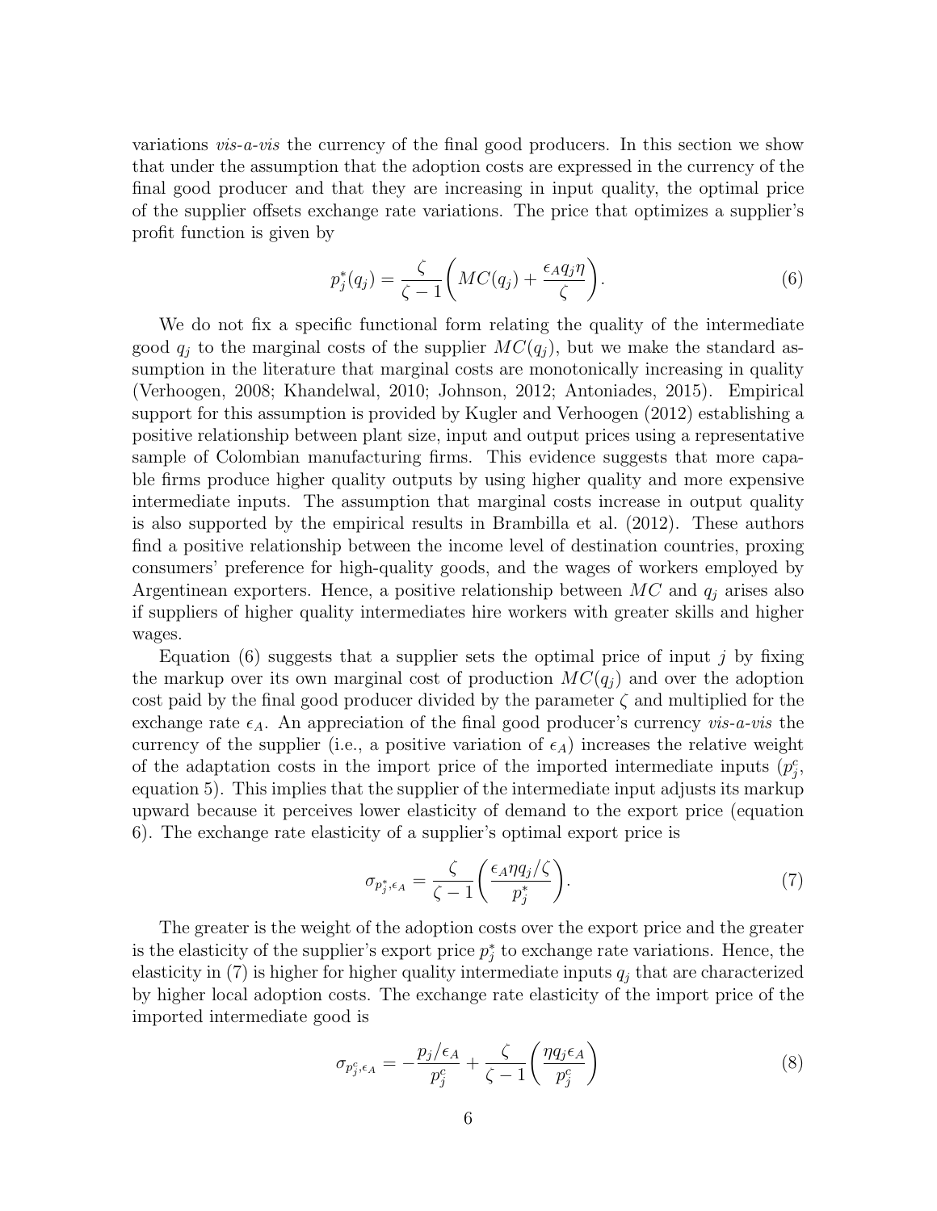variations *vis-a-vis* the currency of the final good producers. In this section we show that under the assumption that the adoption costs are expressed in the currency of the final good producer and that they are increasing in input quality, the optimal price of the supplier offsets exchange rate variations. The price that optimizes a supplier's profit function is given by

$$p_j^*(q_j) = \frac{\zeta}{\zeta - 1}\left(MC(q_j) + \frac{\epsilon_A q_j \eta}{\zeta}\right). \tag{6}$$

We do not fix a specific functional form relating the quality of the intermediate good $q_j$ to the marginal costs of the supplier $MC(q_j)$, but we make the standard assumption in the literature that marginal costs are monotonically increasing in quality (Verhoogen, 2008; Khandelwal, 2010; Johnson, 2012; Antoniades, 2015). Empirical support for this assumption is provided by Kugler and Verhoogen (2012) establishing a positive relationship between plant size, input and output prices using a representative sample of Colombian manufacturing firms. This evidence suggests that more capable firms produce higher quality outputs by using higher quality and more expensive intermediate inputs. The assumption that marginal costs increase in output quality is also supported by the empirical results in Brambilla et al. (2012). These authors find a positive relationship between the income level of destination countries, proxing consumers' preference for high-quality goods, and the wages of workers employed by Argentinean exporters. Hence, a positive relationship between $MC$ and $q_j$ arises also if suppliers of higher quality intermediates hire workers with greater skills and higher wages.

Equation (6) suggests that a supplier sets the optimal price of input $j$ by fixing the markup over its own marginal cost of production $MC(q_j)$ and over the adoption cost paid by the final good producer divided by the parameter $\zeta$ and multiplied for the exchange rate $\epsilon_A$. An appreciation of the final good producer's currency *vis-a-vis* the currency of the supplier (i.e., a positive variation of $\epsilon_A$) increases the relative weight of the adaptation costs in the import price of the imported intermediate inputs ($p_j^c$, equation 5). This implies that the supplier of the intermediate input adjusts its markup upward because it perceives lower elasticity of demand to the export price (equation 6). The exchange rate elasticity of a supplier's optimal export price is

$$\sigma_{p_j^*,\epsilon_A} = \frac{\zeta}{\zeta - 1}\left(\frac{\epsilon_A \eta q_j / \zeta}{p_j^*}\right). \tag{7}$$

The greater is the weight of the adoption costs over the export price and the greater is the elasticity of the supplier's export price $p_j^*$ to exchange rate variations. Hence, the elasticity in (7) is higher for higher quality intermediate inputs $q_j$ that are characterized by higher local adoption costs. The exchange rate elasticity of the import price of the imported intermediate good is

$$\sigma_{p_j^c,\epsilon_A} = -\frac{p_j/\epsilon_A}{p_j^c} + \frac{\zeta}{\zeta - 1}\left(\frac{\eta q_j \epsilon_A}{p_j^c}\right) \tag{8}$$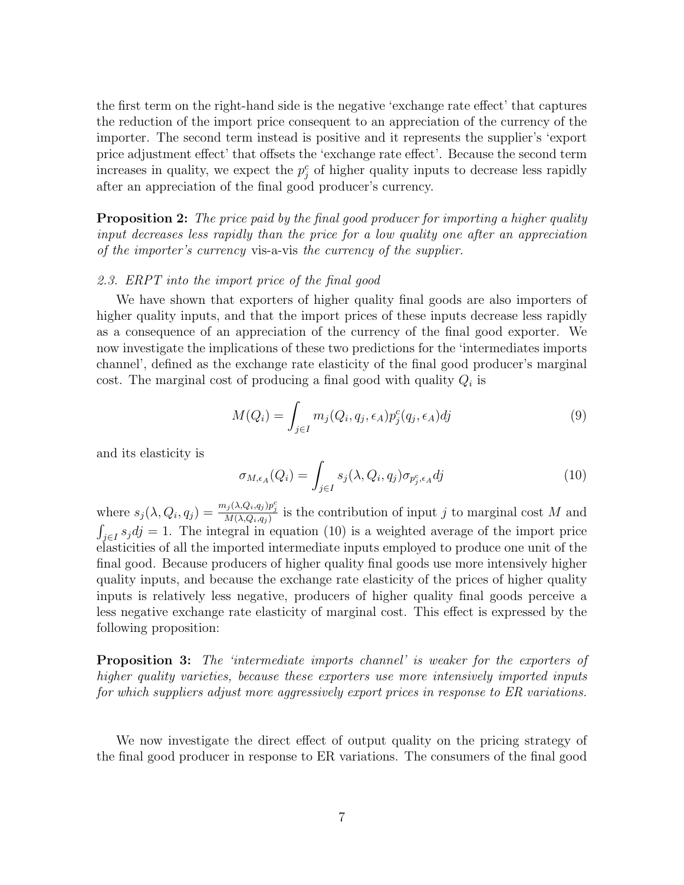the first term on the right-hand side is the negative 'exchange rate effect' that captures the reduction of the import price consequent to an appreciation of the currency of the importer. The second term instead is positive and it represents the supplier's 'export price adjustment effect' that offsets the 'exchange rate effect'. Because the second term increases in quality, we expect the $p_j^c$ of higher quality inputs to decrease less rapidly after an appreciation of the final good producer's currency.

**Proposition 2:** *The price paid by the final good producer for importing a higher quality input decreases less rapidly than the price for a low quality one after an appreciation of the importer's currency* vis-a-vis *the currency of the supplier.*

### 2.3. ERPT into the import price of the final good

We have shown that exporters of higher quality final goods are also importers of higher quality inputs, and that the import prices of these inputs decrease less rapidly as a consequence of an appreciation of the currency of the final good exporter. We now investigate the implications of these two predictions for the 'intermediates imports channel', defined as the exchange rate elasticity of the final good producer's marginal cost. The marginal cost of producing a final good with quality $Q_i$ is

$$M(Q_i) = \int_{j \in I} m_j(Q_i, q_j, \epsilon_A) p_j^c(q_j, \epsilon_A) dj \tag{9}$$

and its elasticity is

$$\sigma_{M,\epsilon_A}(Q_i) = \int_{j \in I} s_j(\lambda, Q_i, q_j) \sigma_{p_j^c, \epsilon_A} dj \tag{10}$$

where $s_j(\lambda, Q_i, q_j) = \frac{m_j(\lambda, Q_i, q_j) p_j^c}{M(\lambda, Q_i, q_j)}$ is the contribution of input $j$ to marginal cost $M$ and $\int_{j \in I} s_j dj = 1$. The integral in equation (10) is a weighted average of the import price elasticities of all the imported intermediate inputs employed to produce one unit of the final good. Because producers of higher quality final goods use more intensively higher quality inputs, and because the exchange rate elasticity of the prices of higher quality inputs is relatively less negative, producers of higher quality final goods perceive a less negative exchange rate elasticity of marginal cost. This effect is expressed by the following proposition:

**Proposition 3:** *The 'intermediate imports channel' is weaker for the exporters of higher quality varieties, because these exporters use more intensively imported inputs for which suppliers adjust more aggressively export prices in response to ER variations.*

We now investigate the direct effect of output quality on the pricing strategy of the final good producer in response to ER variations. The consumers of the final good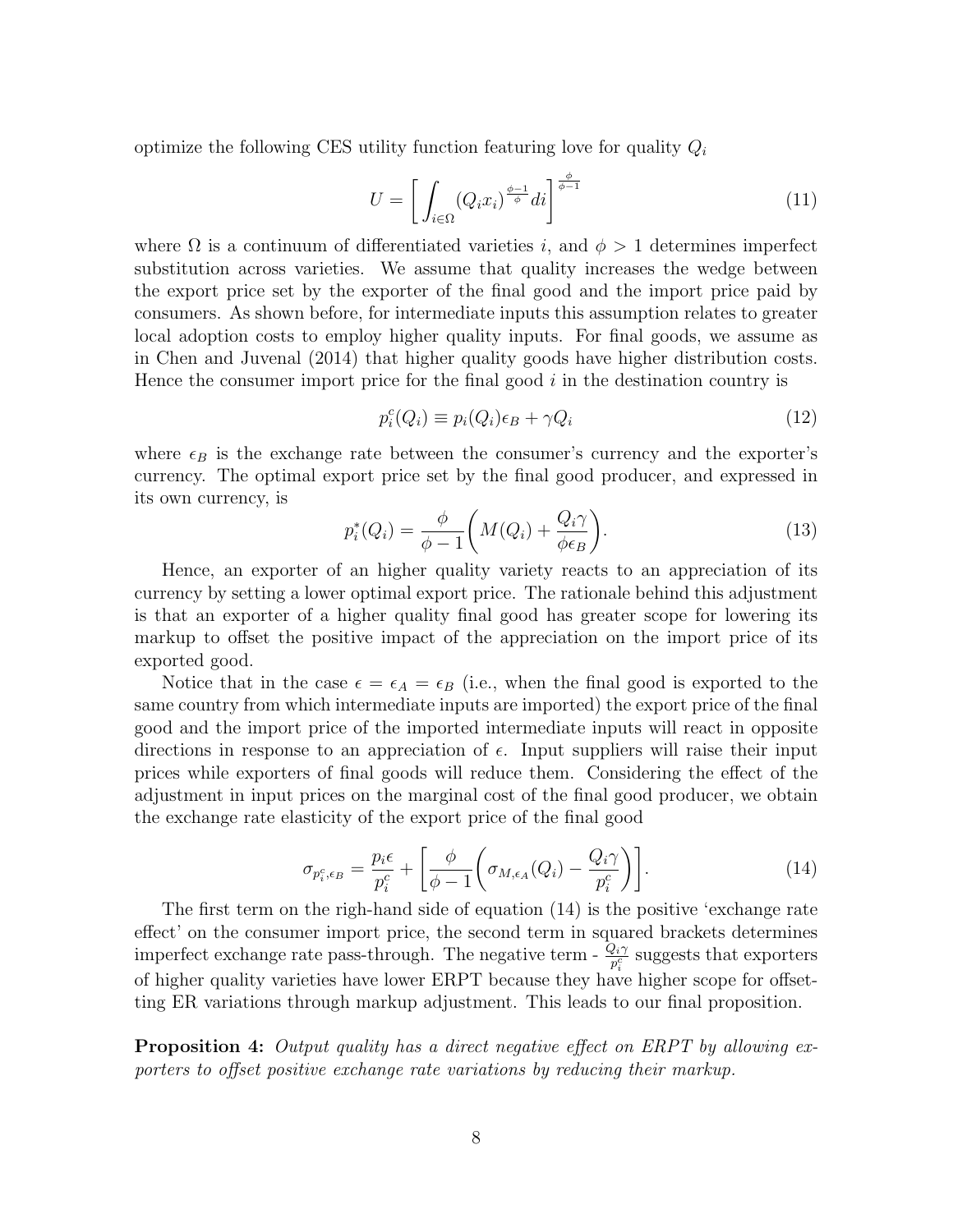optimize the following CES utility function featuring love for quality $Q_i$

$$U = \left[ \int_{i \in \Omega} (Q_i x_i)^{\frac{\phi - 1}{\phi}} di \right]^{\frac{\phi}{\phi - 1}} \tag{11}$$

where $\Omega$ is a continuum of differentiated varieties $i$, and $\phi > 1$ determines imperfect substitution across varieties. We assume that quality increases the wedge between the export price set by the exporter of the final good and the import price paid by consumers. As shown before, for intermediate inputs this assumption relates to greater local adoption costs to employ higher quality inputs. For final goods, we assume as in Chen and Juvenal (2014) that higher quality goods have higher distribution costs. Hence the consumer import price for the final good $i$ in the destination country is

$$p_i^c(Q_i) \equiv p_i(Q_i)\epsilon_B + \gamma Q_i \tag{12}$$

where $\epsilon_B$ is the exchange rate between the consumer's currency and the exporter's currency. The optimal export price set by the final good producer, and expressed in its own currency, is

$$p_i^*(Q_i) = \frac{\phi}{\phi - 1}\left( M(Q_i) + \frac{Q_i \gamma}{\phi \epsilon_B} \right). \tag{13}$$

Hence, an exporter of an higher quality variety reacts to an appreciation of its currency by setting a lower optimal export price. The rationale behind this adjustment is that an exporter of a higher quality final good has greater scope for lowering its markup to offset the positive impact of the appreciation on the import price of its exported good.

Notice that in the case $\epsilon = \epsilon_A = \epsilon_B$ (i.e., when the final good is exported to the same country from which intermediate inputs are imported) the export price of the final good and the import price of the imported intermediate inputs will react in opposite directions in response to an appreciation of $\epsilon$. Input suppliers will raise their input prices while exporters of final goods will reduce them. Considering the effect of the adjustment in input prices on the marginal cost of the final good producer, we obtain the exchange rate elasticity of the export price of the final good

$$\sigma_{p_i^c, \epsilon_B} = \frac{p_i \epsilon}{p_i^c} + \left[ \frac{\phi}{\phi - 1}\left( \sigma_{M, \epsilon_A}(Q_i) - \frac{Q_i \gamma}{p_i^c} \right) \right]. \tag{14}$$

The first term on the righ-hand side of equation (14) is the positive 'exchange rate effect' on the consumer import price, the second term in squared brackets determines imperfect exchange rate pass-through. The negative term - $\frac{Q_i \gamma}{p_i^c}$ suggests that exporters of higher quality varieties have lower ERPT because they have higher scope for offsetting ER variations through markup adjustment. This leads to our final proposition.

**Proposition 4:** *Output quality has a direct negative effect on ERPT by allowing exporters to offset positive exchange rate variations by reducing their markup.*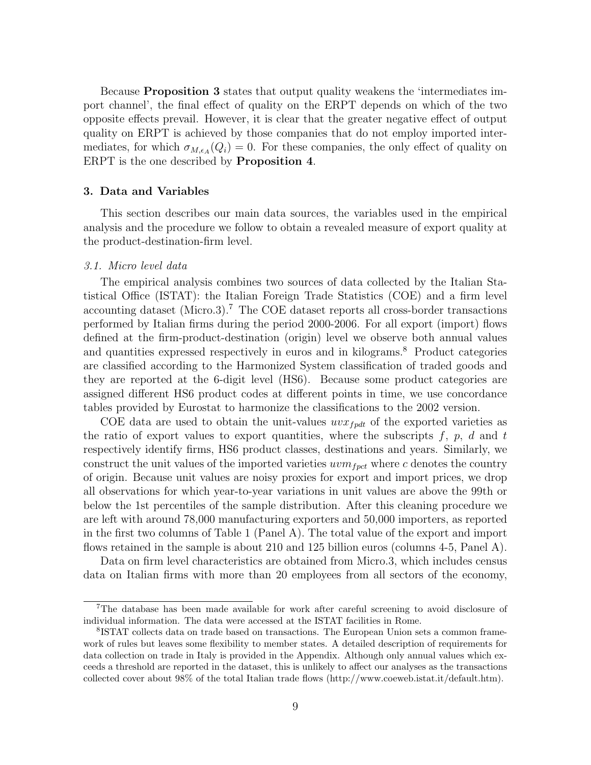Because **Proposition 3** states that output quality weakens the 'intermediates import channel', the final effect of quality on the ERPT depends on which of the two opposite effects prevail. However, it is clear that the greater negative effect of output quality on ERPT is achieved by those companies that do not employ imported intermediates, for which $\sigma_{M,\epsilon_A}(Q_i) = 0$. For these companies, the only effect of quality on ERPT is the one described by **Proposition 4**.

## 3. Data and Variables

This section describes our main data sources, the variables used in the empirical analysis and the procedure we follow to obtain a revealed measure of export quality at the product-destination-firm level.

### *3.1. Micro level data*

The empirical analysis combines two sources of data collected by the Italian Statistical Office (ISTAT): the Italian Foreign Trade Statistics (COE) and a firm level accounting dataset (Micro.3).[7] The COE dataset reports all cross-border transactions performed by Italian firms during the period 2000-2006. For all export (import) flows defined at the firm-product-destination (origin) level we observe both annual values and quantities expressed respectively in euros and in kilograms.[8] Product categories are classified according to the Harmonized System classification of traded goods and they are reported at the 6-digit level (HS6). Because some product categories are assigned different HS6 product codes at different points in time, we use concordance tables provided by Eurostat to harmonize the classifications to the 2002 version.

COE data are used to obtain the unit-values $uvx_{fpdt}$ of the exported varieties as the ratio of export values to export quantities, where the subscripts $f$, $p$, $d$ and $t$ respectively identify firms, HS6 product classes, destinations and years. Similarly, we construct the unit values of the imported varieties $uvm_{fpct}$ where $c$ denotes the country of origin. Because unit values are noisy proxies for export and import prices, we drop all observations for which year-to-year variations in unit values are above the 99th or below the 1st percentiles of the sample distribution. After this cleaning procedure we are left with around 78,000 manufacturing exporters and 50,000 importers, as reported in the first two columns of Table 1 (Panel A). The total value of the export and import flows retained in the sample is about 210 and 125 billion euros (columns 4-5, Panel A).

Data on firm level characteristics are obtained from Micro.3, which includes census data on Italian firms with more than 20 employees from all sectors of the economy,

---

[7] The database has been made available for work after careful screening to avoid disclosure of individual information. The data were accessed at the ISTAT facilities in Rome.

[8] ISTAT collects data on trade based on transactions. The European Union sets a common framework of rules but leaves some flexibility to member states. A detailed description of requirements for data collection on trade in Italy is provided in the Appendix. Although only annual values which exceeds a threshold are reported in the dataset, this is unlikely to affect our analyses as the transactions collected cover about 98% of the total Italian trade flows (http://www.coeweb.istat.it/default.htm).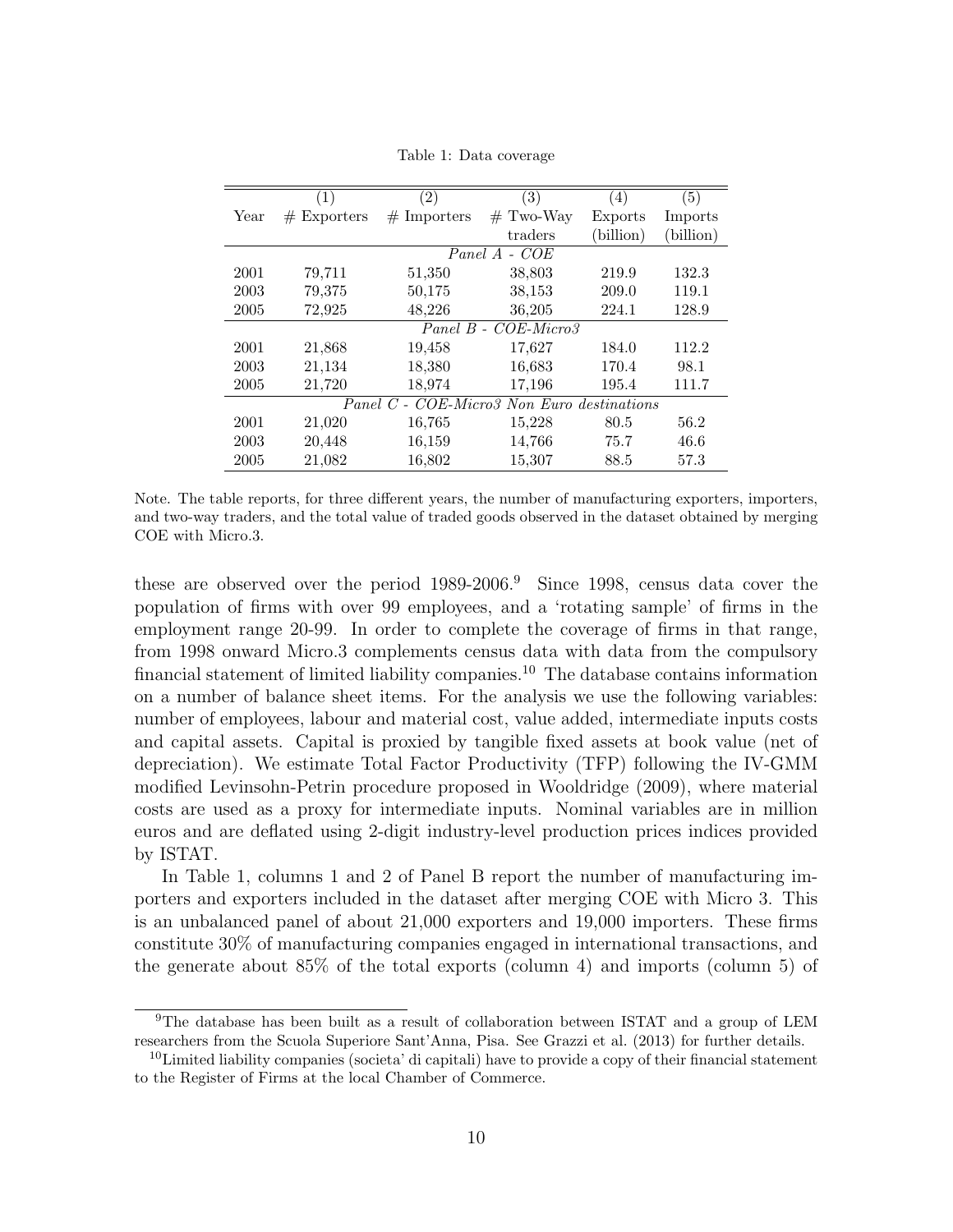Table 1: Data coverage

| Year | (1)<br># Exporters | (2)<br># Importers | (3)<br># Two-Way traders | (4)<br>Exports (billion) | (5)<br>Imports (billion) |
|---|---|---|---|---|---|
| | | | *Panel A - COE* | | |
| 2001 | 79,711 | 51,350 | 38,803 | 219.9 | 132.3 |
| 2003 | 79,375 | 50,175 | 38,153 | 209.0 | 119.1 |
| 2005 | 72,925 | 48,226 | 36,205 | 224.1 | 128.9 |
| | | | *Panel B - COE-Micro3* | | |
| 2001 | 21,868 | 19,458 | 17,627 | 184.0 | 112.2 |
| 2003 | 21,134 | 18,380 | 16,683 | 170.4 | 98.1 |
| 2005 | 21,720 | 18,974 | 17,196 | 195.4 | 111.7 |
| | | | *Panel C - COE-Micro3 Non Euro destinations* | | |
| 2001 | 21,020 | 16,765 | 15,228 | 80.5 | 56.2 |
| 2003 | 20,448 | 16,159 | 14,766 | 75.7 | 46.6 |
| 2005 | 21,082 | 16,802 | 15,307 | 88.5 | 57.3 |

Note. The table reports, for three different years, the number of manufacturing exporters, importers, and two-way traders, and the total value of traded goods observed in the dataset obtained by merging COE with Micro.3.

these are observed over the period 1989-2006.[9] Since 1998, census data cover the population of firms with over 99 employees, and a 'rotating sample' of firms in the employment range 20-99. In order to complete the coverage of firms in that range, from 1998 onward Micro.3 complements census data with data from the compulsory financial statement of limited liability companies.[10] The database contains information on a number of balance sheet items. For the analysis we use the following variables: number of employees, labour and material cost, value added, intermediate inputs costs and capital assets. Capital is proxied by tangible fixed assets at book value (net of depreciation). We estimate Total Factor Productivity (TFP) following the IV-GMM modified Levinsohn-Petrin procedure proposed in Wooldridge (2009), where material costs are used as a proxy for intermediate inputs. Nominal variables are in million euros and are deflated using 2-digit industry-level production prices indices provided by ISTAT.

In Table 1, columns 1 and 2 of Panel B report the number of manufacturing importers and exporters included in the dataset after merging COE with Micro 3. This is an unbalanced panel of about 21,000 exporters and 19,000 importers. These firms constitute 30% of manufacturing companies engaged in international transactions, and the generate about 85% of the total exports (column 4) and imports (column 5) of

[9] The database has been built as a result of collaboration between ISTAT and a group of LEM researchers from the Scuola Superiore Sant'Anna, Pisa. See Grazzi et al. (2013) for further details.

[10] Limited liability companies (societa' di capitali) have to provide a copy of their financial statement to the Register of Firms at the local Chamber of Commerce.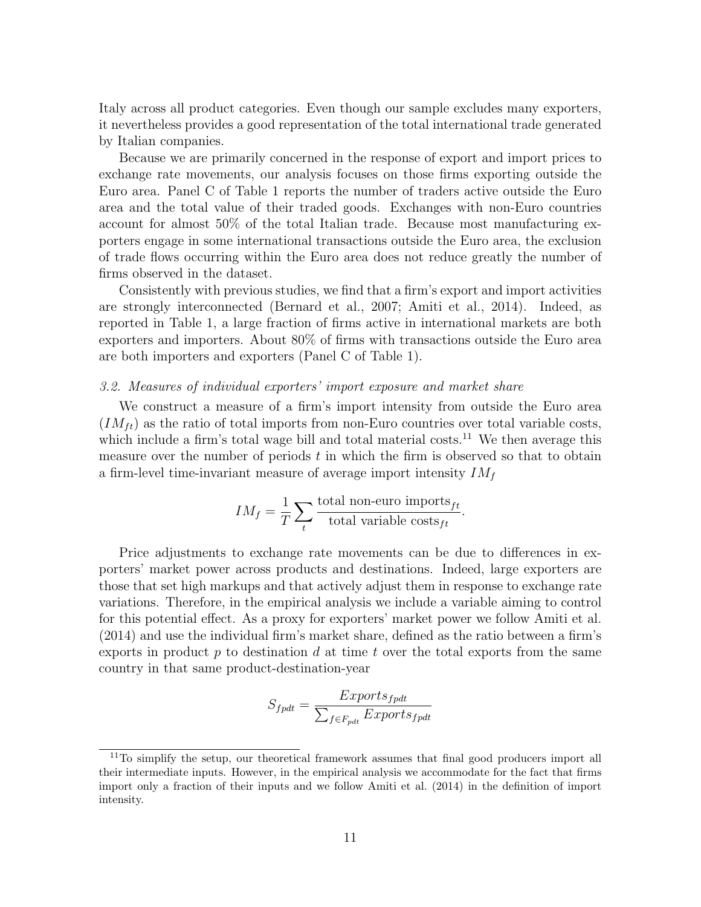Italy across all product categories. Even though our sample excludes many exporters, it nevertheless provides a good representation of the total international trade generated by Italian companies.

Because we are primarily concerned in the response of export and import prices to exchange rate movements, our analysis focuses on those firms exporting outside the Euro area. Panel C of Table 1 reports the number of traders active outside the Euro area and the total value of their traded goods. Exchanges with non-Euro countries account for almost 50% of the total Italian trade. Because most manufacturing exporters engage in some international transactions outside the Euro area, the exclusion of trade flows occurring within the Euro area does not reduce greatly the number of firms observed in the dataset.

Consistently with previous studies, we find that a firm's export and import activities are strongly interconnected (Bernard et al., 2007; Amiti et al., 2014). Indeed, as reported in Table 1, a large fraction of firms active in international markets are both exporters and importers. About 80% of firms with transactions outside the Euro area are both importers and exporters (Panel C of Table 1).

### *3.2. Measures of individual exporters' import exposure and market share*

We construct a measure of a firm's import intensity from outside the Euro area ($IM_{ft}$) as the ratio of total imports from non-Euro countries over total variable costs, which include a firm's total wage bill and total material costs.[11] We then average this measure over the number of periods $t$ in which the firm is observed so that to obtain a firm-level time-invariant measure of average import intensity $IM_f$

$$IM_f = \frac{1}{T} \sum_t \frac{\text{total non-euro imports}_{ft}}{\text{total variable costs}_{ft}}.$$

Price adjustments to exchange rate movements can be due to differences in exporters' market power across products and destinations. Indeed, large exporters are those that set high markups and that actively adjust them in response to exchange rate variations. Therefore, in the empirical analysis we include a variable aiming to control for this potential effect. As a proxy for exporters' market power we follow Amiti et al. (2014) and use the individual firm's market share, defined as the ratio between a firm's exports in product $p$ to destination $d$ at time $t$ over the total exports from the same country in that same product-destination-year

$$S_{fpdt} = \frac{Exports_{fpdt}}{\sum_{f \in F_{pdt}} Exports_{fpdt}}$$

[11] To simplify the setup, our theoretical framework assumes that final good producers import all their intermediate inputs. However, in the empirical analysis we accommodate for the fact that firms import only a fraction of their inputs and we follow Amiti et al. (2014) in the definition of import intensity.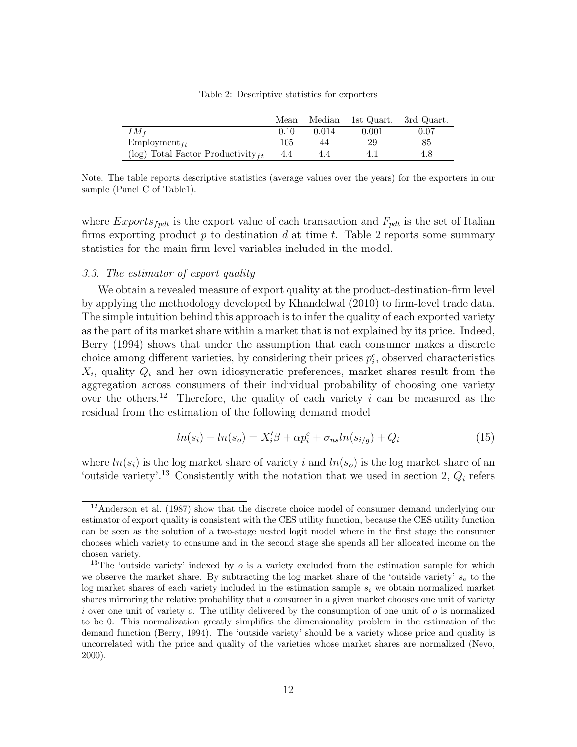Table 2: Descriptive statistics for exporters

| | Mean | Median | 1st Quart. | 3rd Quart. |
|---|---|---|---|---|
| $IM_f$ | 0.10 | 0.014 | 0.001 | 0.07 |
| $\text{Employment}_{ft}$ | 105 | 44 | 29 | 85 |
| (log) Total Factor $\text{Productivity}_{ft}$ | 4.4 | 4.4 | 4.1 | 4.8 |

Note. The table reports descriptive statistics (average values over the years) for the exporters in our sample (Panel C of Table1).

where $Exports_{fpdt}$ is the export value of each transaction and $F_{pdt}$ is the set of Italian firms exporting product $p$ to destination $d$ at time $t$. Table 2 reports some summary statistics for the main firm level variables included in the model.

### 3.3. The estimator of export quality

We obtain a revealed measure of export quality at the product-destination-firm level by applying the methodology developed by Khandelwal (2010) to firm-level trade data. The simple intuition behind this approach is to infer the quality of each exported variety as the part of its market share within a market that is not explained by its price. Indeed, Berry (1994) shows that under the assumption that each consumer makes a discrete choice among different varieties, by considering their prices $p_i^c$, observed characteristics $X_i$, quality $Q_i$ and her own idiosyncratic preferences, market shares result from the aggregation across consumers of their individual probability of choosing one variety over the others.[12] Therefore, the quality of each variety $i$ can be measured as the residual from the estimation of the following demand model

$$ln(s_i) - ln(s_o) = X_i'\beta + \alpha p_i^c + \sigma_{ns} ln(s_{i/g}) + Q_i \tag{15}$$

where $ln(s_i)$ is the log market share of variety $i$ and $ln(s_o)$ is the log market share of an 'outside variety'.[13] Consistently with the notation that we used in section 2, $Q_i$ refers

[12] Anderson et al. (1987) show that the discrete choice model of consumer demand underlying our estimator of export quality is consistent with the CES utility function, because the CES utility function can be seen as the solution of a two-stage nested logit model where in the first stage the consumer chooses which variety to consume and in the second stage she spends all her allocated income on the chosen variety.

[13] The 'outside variety' indexed by $o$ is a variety excluded from the estimation sample for which we observe the market share. By subtracting the log market share of the 'outside variety' $s_o$ to the log market shares of each variety included in the estimation sample $s_i$ we obtain normalized market shares mirroring the relative probability that a consumer in a given market chooses one unit of variety $i$ over one unit of variety $o$. The utility delivered by the consumption of one unit of $o$ is normalized to be 0. This normalization greatly simplifies the dimensionality problem in the estimation of the demand function (Berry, 1994). The 'outside variety' should be a variety whose price and quality is uncorrelated with the price and quality of the varieties whose market shares are normalized (Nevo, 2000).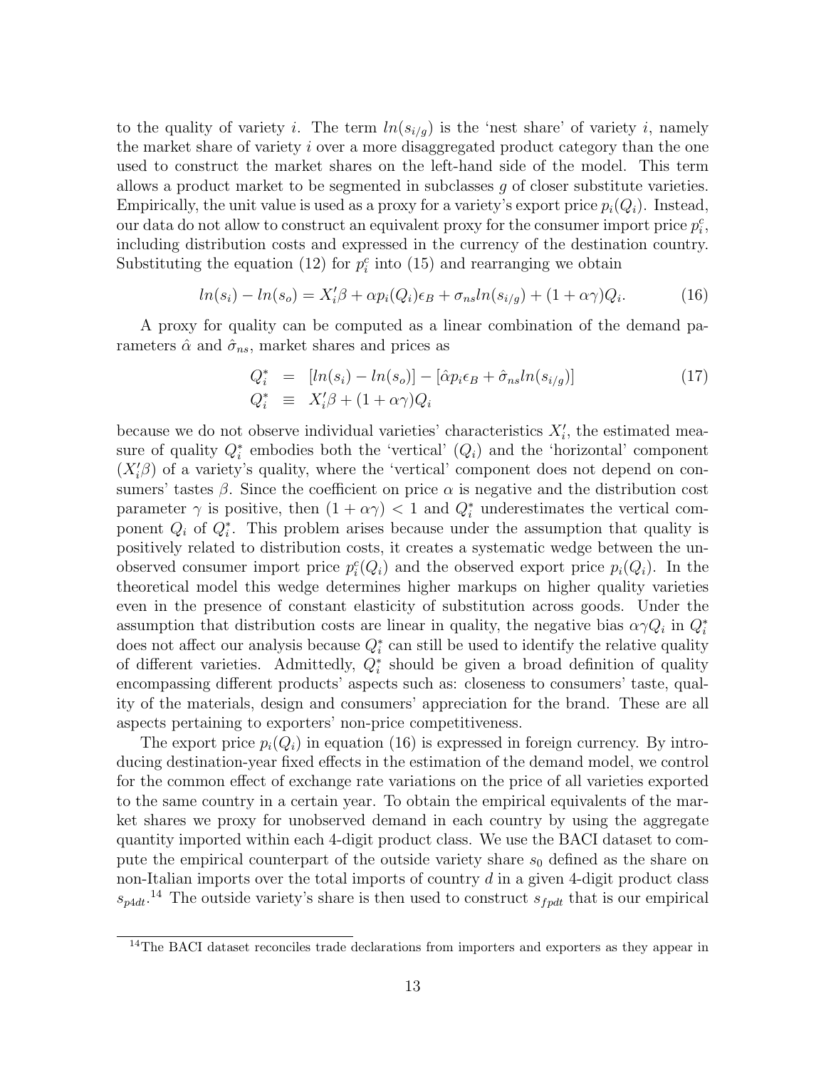to the quality of variety $i$. The term $ln(s_{i/g})$ is the 'nest share' of variety $i$, namely the market share of variety $i$ over a more disaggregated product category than the one used to construct the market shares on the left-hand side of the model. This term allows a product market to be segmented in subclasses $g$ of closer substitute varieties. Empirically, the unit value is used as a proxy for a variety's export price $p_i(Q_i)$. Instead, our data do not allow to construct an equivalent proxy for the consumer import price $p_i^c$, including distribution costs and expressed in the currency of the destination country. Substituting the equation (12) for $p_i^c$ into (15) and rearranging we obtain

$$ln(s_i) - ln(s_o) = X_i'\beta + \alpha p_i(Q_i)\epsilon_B + \sigma_{ns} ln(s_{i/g}) + (1 + \alpha\gamma)Q_i. \tag{16}$$

A proxy for quality can be computed as a linear combination of the demand parameters $\hat{\alpha}$ and $\hat{\sigma}_{ns}$, market shares and prices as

$$\begin{aligned} Q_i^* &= [ln(s_i) - ln(s_o)] - [\hat{\alpha} p_i \epsilon_B + \hat{\sigma}_{ns} ln(s_{i/g})] \\ Q_i^* &\equiv X_i'\beta + (1 + \alpha\gamma)Q_i \end{aligned} \tag{17}$$

because we do not observe individual varieties' characteristics $X_i'$, the estimated measure of quality $Q_i^*$ embodies both the 'vertical' ($Q_i$) and the 'horizontal' component ($X_i'\beta$) of a variety's quality, where the 'vertical' component does not depend on consumers' tastes $\beta$. Since the coefficient on price $\alpha$ is negative and the distribution cost parameter $\gamma$ is positive, then $(1 + \alpha\gamma) < 1$ and $Q_i^*$ underestimates the vertical component $Q_i$ of $Q_i^*$. This problem arises because under the assumption that quality is positively related to distribution costs, it creates a systematic wedge between the unobserved consumer import price $p_i^c(Q_i)$ and the observed export price $p_i(Q_i)$. In the theoretical model this wedge determines higher markups on higher quality varieties even in the presence of constant elasticity of substitution across goods. Under the assumption that distribution costs are linear in quality, the negative bias $\alpha\gamma Q_i$ in $Q_i^*$ does not affect our analysis because $Q_i^*$ can still be used to identify the relative quality of different varieties. Admittedly, $Q_i^*$ should be given a broad definition of quality encompassing different products' aspects such as: closeness to consumers' taste, quality of the materials, design and consumers' appreciation for the brand. These are all aspects pertaining to exporters' non-price competitiveness.

The export price $p_i(Q_i)$ in equation (16) is expressed in foreign currency. By introducing destination-year fixed effects in the estimation of the demand model, we control for the common effect of exchange rate variations on the price of all varieties exported to the same country in a certain year. To obtain the empirical equivalents of the market shares we proxy for unobserved demand in each country by using the aggregate quantity imported within each 4-digit product class. We use the BACI dataset to compute the empirical counterpart of the outside variety share $s_0$ defined as the share on non-Italian imports over the total imports of country $d$ in a given 4-digit product class $s_{p4dt}$.[14] The outside variety's share is then used to construct $s_{fpdt}$ that is our empirical

[14] The BACI dataset reconciles trade declarations from importers and exporters as they appear in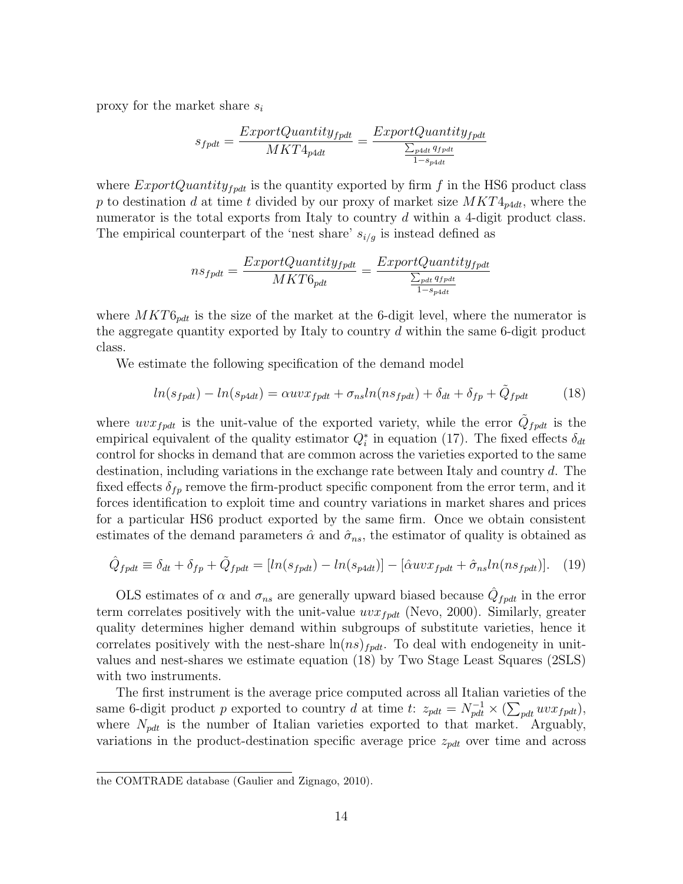proxy for the market share $s_i$

$$s_{fpdt} = \frac{ExportQuantity_{fpdt}}{MKT4_{p4dt}} = \frac{ExportQuantity_{fpdt}}{\frac{\sum_{p4dt} q_{fpdt}}{1-s_{p4dt}}}$$

where $ExportQuantity_{fpdt}$ is the quantity exported by firm $f$ in the HS6 product class $p$ to destination $d$ at time $t$ divided by our proxy of market size $MKT4_{p4dt}$, where the numerator is the total exports from Italy to country $d$ within a 4-digit product class. The empirical counterpart of the 'nest share' $s_{i/g}$ is instead defined as

$$ns_{fpdt} = \frac{ExportQuantity_{fpdt}}{MKT6_{pdt}} = \frac{ExportQuantity_{fpdt}}{\frac{\sum_{pdt} q_{fpdt}}{1-s_{p4dt}}}$$

where $MKT6_{pdt}$ is the size of the market at the 6-digit level, where the numerator is the aggregate quantity exported by Italy to country $d$ within the same 6-digit product class.

We estimate the following specification of the demand model

$$ln(s_{fpdt}) - ln(s_{p4dt}) = \alpha uvx_{fpdt} + \sigma_{ns} ln(ns_{fpdt}) + \delta_{dt} + \delta_{fp} + \tilde{Q}_{fpdt} \tag{18}$$

where $uvx_{fpdt}$ is the unit-value of the exported variety, while the error $\tilde{Q}_{fpdt}$ is the empirical equivalent of the quality estimator $Q_i^*$ in equation (17). The fixed effects $\delta_{dt}$ control for shocks in demand that are common across the varieties exported to the same destination, including variations in the exchange rate between Italy and country $d$. The fixed effects $\delta_{fp}$ remove the firm-product specific component from the error term, and it forces identification to exploit time and country variations in market shares and prices for a particular HS6 product exported by the same firm. Once we obtain consistent estimates of the demand parameters $\hat{\alpha}$ and $\hat{\sigma}_{ns}$, the estimator of quality is obtained as

$$\hat{Q}_{fpdt} \equiv \delta_{dt} + \delta_{fp} + \tilde{Q}_{fpdt} = [ln(s_{fpdt}) - ln(s_{p4dt})] - [\hat{\alpha} uvx_{fpdt} + \hat{\sigma}_{ns} ln(ns_{fpdt})]. \tag{19}$$

OLS estimates of $\alpha$ and $\sigma_{ns}$ are generally upward biased because $\hat{Q}_{fpdt}$ in the error term correlates positively with the unit-value $uvx_{fpdt}$ (Nevo, 2000). Similarly, greater quality determines higher demand within subgroups of substitute varieties, hence it correlates positively with the nest-share $\ln(ns)_{fpdt}$. To deal with endogeneity in unit-values and nest-shares we estimate equation (18) by Two Stage Least Squares (2SLS) with two instruments.

The first instrument is the average price computed across all Italian varieties of the same 6-digit product $p$ exported to country $d$ at time $t$: $z_{pdt} = N_{pdt}^{-1} \times (\sum_{pdt} uvx_{fpdt})$, where $N_{pdt}$ is the number of Italian varieties exported to that market. Arguably, variations in the product-destination specific average price $z_{pdt}$ over time and across

the COMTRADE database (Gaulier and Zignago, 2010).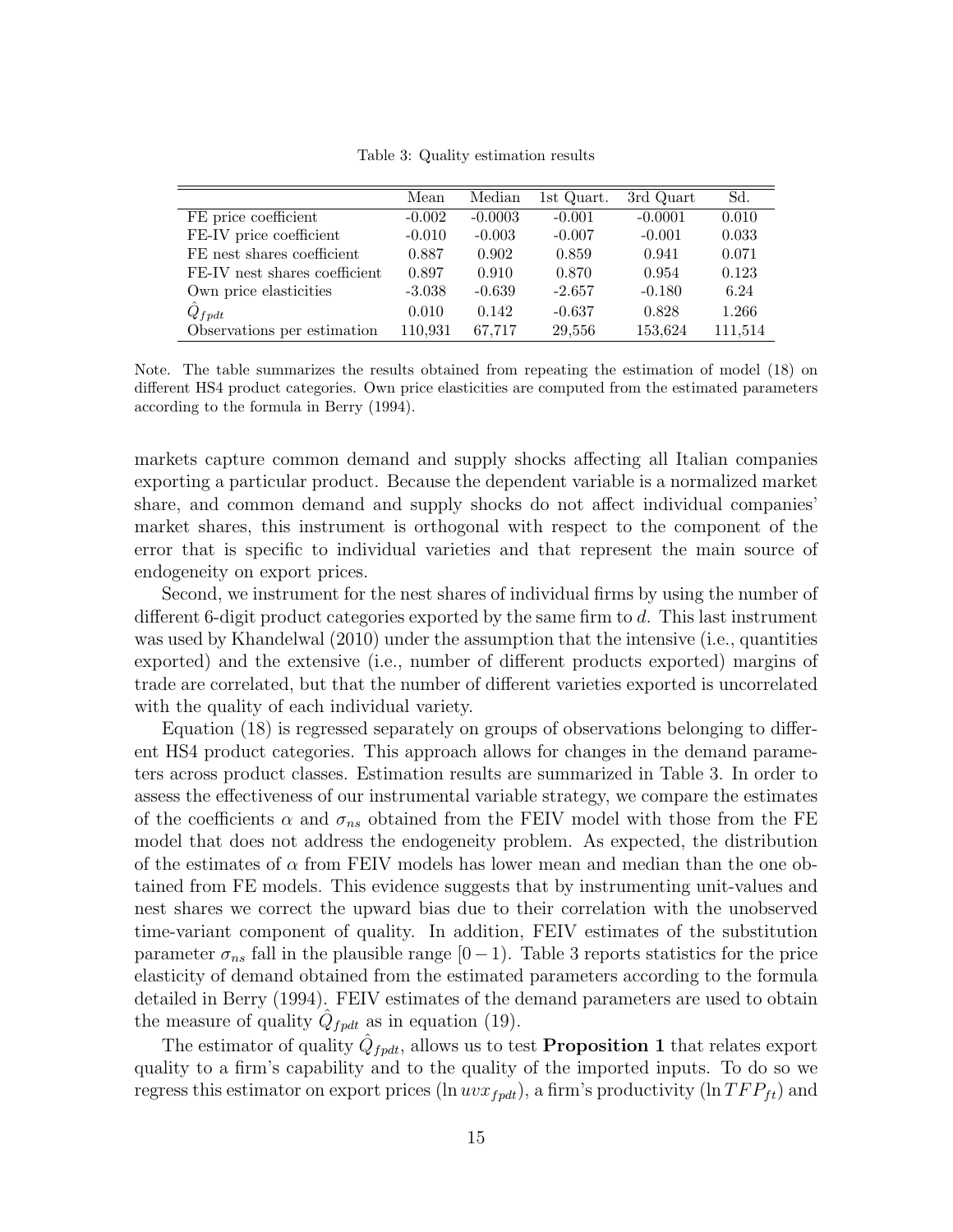Table 3: Quality estimation results

| | Mean | Median | 1st Quart. | 3rd Quart | Sd. |
|---|---|---|---|---|---|
| FE price coefficient | -0.002 | -0.0003 | -0.001 | -0.0001 | 0.010 |
| FE-IV price coefficient | -0.010 | -0.003 | -0.007 | -0.001 | 0.033 |
| FE nest shares coefficient | 0.887 | 0.902 | 0.859 | 0.941 | 0.071 |
| FE-IV nest shares coefficient | 0.897 | 0.910 | 0.870 | 0.954 | 0.123 |
| Own price elasticities | -3.038 | -0.639 | -2.657 | -0.180 | 6.24 |
| $\hat{Q}_{fpdt}$ | 0.010 | 0.142 | -0.637 | 0.828 | 1.266 |
| Observations per estimation | 110,931 | 67,717 | 29,556 | 153,624 | 111,514 |

Note. The table summarizes the results obtained from repeating the estimation of model (18) on different HS4 product categories. Own price elasticities are computed from the estimated parameters according to the formula in Berry (1994).

markets capture common demand and supply shocks affecting all Italian companies exporting a particular product. Because the dependent variable is a normalized market share, and common demand and supply shocks do not affect individual companies' market shares, this instrument is orthogonal with respect to the component of the error that is specific to individual varieties and that represent the main source of endogeneity on export prices.

Second, we instrument for the nest shares of individual firms by using the number of different 6-digit product categories exported by the same firm to $d$. This last instrument was used by Khandelwal (2010) under the assumption that the intensive (i.e., quantities exported) and the extensive (i.e., number of different products exported) margins of trade are correlated, but that the number of different varieties exported is uncorrelated with the quality of each individual variety.

Equation (18) is regressed separately on groups of observations belonging to different HS4 product categories. This approach allows for changes in the demand parameters across product classes. Estimation results are summarized in Table 3. In order to assess the effectiveness of our instrumental variable strategy, we compare the estimates of the coefficients $\alpha$ and $\sigma_{ns}$ obtained from the FEIV model with those from the FE model that does not address the endogeneity problem. As expected, the distribution of the estimates of $\alpha$ from FEIV models has lower mean and median than the one obtained from FE models. This evidence suggests that by instrumenting unit-values and nest shares we correct the upward bias due to their correlation with the unobserved time-variant component of quality. In addition, FEIV estimates of the substitution parameter $\sigma_{ns}$ fall in the plausible range $[0-1)$. Table 3 reports statistics for the price elasticity of demand obtained from the estimated parameters according to the formula detailed in Berry (1994). FEIV estimates of the demand parameters are used to obtain the measure of quality $\hat{Q}_{fpdt}$ as in equation (19).

The estimator of quality $\hat{Q}_{fpdt}$, allows us to test **Proposition 1** that relates export quality to a firm's capability and to the quality of the imported inputs. To do so we regress this estimator on export prices ($\ln uvx_{fpdt}$), a firm's productivity ($\ln TFP_{ft}$) and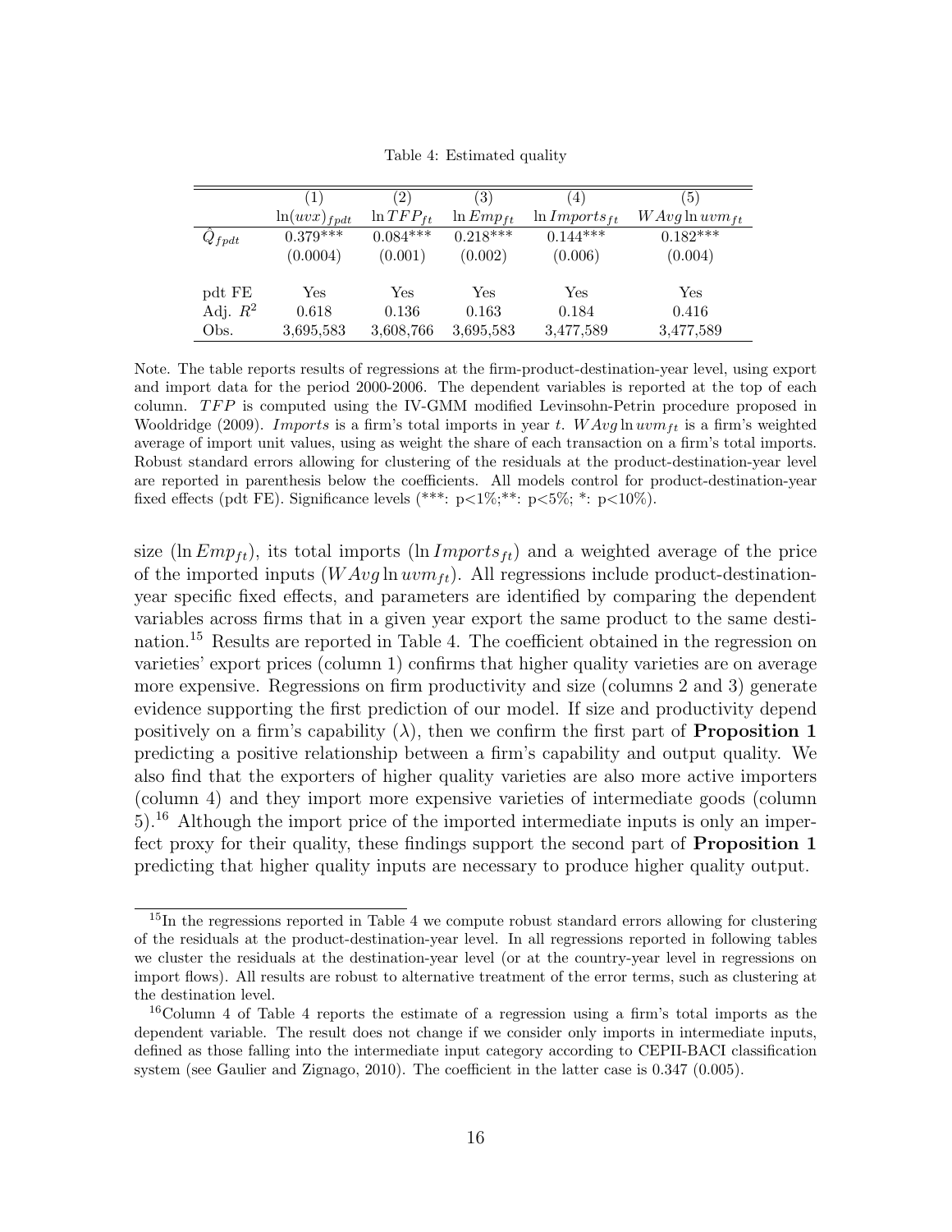Table 4: Estimated quality

| | (1) | (2) | (3) | (4) | (5) |
|---|---|---|---|---|---|
| | $\ln(uvx)_{fpdt}$ | $\ln TFP_{ft}$ | $\ln Emp_{ft}$ | $\ln Imports_{ft}$ | $WAvg \ln uvm_{ft}$ |
| $\hat{Q}_{fpdt}$ | 0.379*** | 0.084*** | 0.218*** | 0.144*** | 0.182*** |
| | (0.0004) | (0.001) | (0.002) | (0.006) | (0.004) |
| pdt FE | Yes | Yes | Yes | Yes | Yes |
| Adj. $R^2$ | 0.618 | 0.136 | 0.163 | 0.184 | 0.416 |
| Obs. | 3,695,583 | 3,608,766 | 3,695,583 | 3,477,589 | 3,477,589 |

Note. The table reports results of regressions at the firm-product-destination-year level, using export and import data for the period 2000-2006. The dependent variables is reported at the top of each column. $TFP$ is computed using the IV-GMM modified Levinsohn-Petrin procedure proposed in Wooldridge (2009). *Imports* is a firm's total imports in year $t$. $WAvg \ln uvm_{ft}$ is a firm's weighted average of import unit values, using as weight the share of each transaction on a firm's total imports. Robust standard errors allowing for clustering of the residuals at the product-destination-year level are reported in parenthesis below the coefficients. All models control for product-destination-year fixed effects (pdt FE). Significance levels (***: p<1%;**: p<5%; *: p<10%).

size ($\ln Emp_{ft}$), its total imports ($\ln Imports_{ft}$) and a weighted average of the price of the imported inputs ($WAvg \ln uvm_{ft}$). All regressions include product-destination-year specific fixed effects, and parameters are identified by comparing the dependent variables across firms that in a given year export the same product to the same destination.[15] Results are reported in Table 4. The coefficient obtained in the regression on varieties' export prices (column 1) confirms that higher quality varieties are on average more expensive. Regressions on firm productivity and size (columns 2 and 3) generate evidence supporting the first prediction of our model. If size and productivity depend positively on a firm's capability ($\lambda$), then we confirm the first part of **Proposition 1** predicting a positive relationship between a firm's capability and output quality. We also find that the exporters of higher quality varieties are also more active importers (column 4) and they import more expensive varieties of intermediate goods (column 5).[16] Although the import price of the imported intermediate inputs is only an imperfect proxy for their quality, these findings support the second part of **Proposition 1** predicting that higher quality inputs are necessary to produce higher quality output.

[15] In the regressions reported in Table 4 we compute robust standard errors allowing for clustering of the residuals at the product-destination-year level. In all regressions reported in following tables we cluster the residuals at the destination-year level (or at the country-year level in regressions on import flows). All results are robust to alternative treatment of the error terms, such as clustering at the destination level.

[16] Column 4 of Table 4 reports the estimate of a regression using a firm's total imports as the dependent variable. The result does not change if we consider only imports in intermediate inputs, defined as those falling into the intermediate input category according to CEPII-BACI classification system (see Gaulier and Zignago, 2010). The coefficient in the latter case is 0.347 (0.005).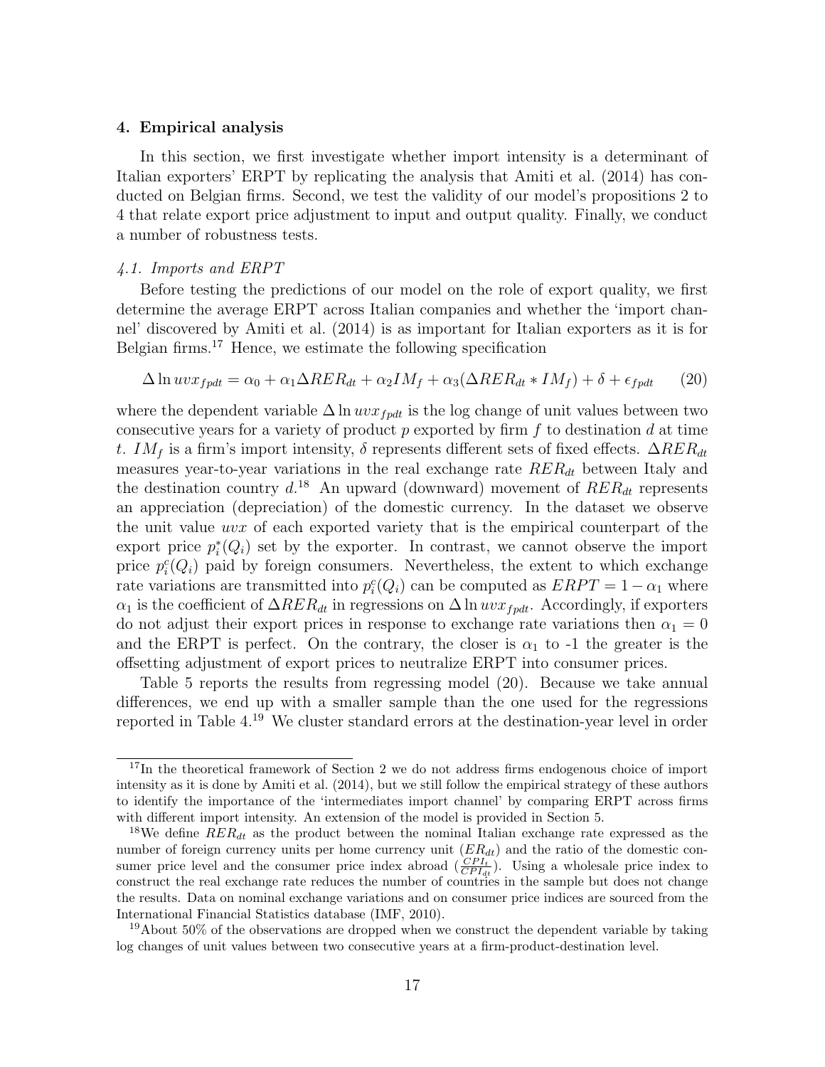## 4. Empirical analysis

In this section, we first investigate whether import intensity is a determinant of Italian exporters' ERPT by replicating the analysis that Amiti et al. (2014) has conducted on Belgian firms. Second, we test the validity of our model's propositions 2 to 4 that relate export price adjustment to input and output quality. Finally, we conduct a number of robustness tests.

### *4.1. Imports and ERPT*

Before testing the predictions of our model on the role of export quality, we first determine the average ERPT across Italian companies and whether the 'import channel' discovered by Amiti et al. (2014) is as important for Italian exporters as it is for Belgian firms.[17] Hence, we estimate the following specification

$$\Delta \ln uvx_{fpdt} = \alpha_0 + \alpha_1 \Delta RER_{dt} + \alpha_2 IM_f + \alpha_3 (\Delta RER_{dt} * IM_f) + \delta + \epsilon_{fpdt} \qquad (20)$$

where the dependent variable $\Delta \ln uvx_{fpdt}$ is the log change of unit values between two consecutive years for a variety of product $p$ exported by firm $f$ to destination $d$ at time $t$. $IM_f$ is a firm's import intensity, $\delta$ represents different sets of fixed effects. $\Delta RER_{dt}$ measures year-to-year variations in the real exchange rate $RER_{dt}$ between Italy and the destination country $d$.[18] An upward (downward) movement of $RER_{dt}$ represents an appreciation (depreciation) of the domestic currency. In the dataset we observe the unit value $uvx$ of each exported variety that is the empirical counterpart of the export price $p_i^*(Q_i)$ set by the exporter. In contrast, we cannot observe the import price $p_i^c(Q_i)$ paid by foreign consumers. Nevertheless, the extent to which exchange rate variations are transmitted into $p_i^c(Q_i)$ can be computed as $ERPT = 1 - \alpha_1$ where $\alpha_1$ is the coefficient of $\Delta RER_{dt}$ in regressions on $\Delta \ln uvx_{fpdt}$. Accordingly, if exporters do not adjust their export prices in response to exchange rate variations then $\alpha_1 = 0$ and the ERPT is perfect. On the contrary, the closer is $\alpha_1$ to -1 the greater is the offsetting adjustment of export prices to neutralize ERPT into consumer prices.

Table 5 reports the results from regressing model (20). Because we take annual differences, we end up with a smaller sample than the one used for the regressions reported in Table 4.[19] We cluster standard errors at the destination-year level in order

---

[17] In the theoretical framework of Section 2 we do not address firms endogenous choice of import intensity as it is done by Amiti et al. (2014), but we still follow the empirical strategy of these authors to identify the importance of the 'intermediates import channel' by comparing ERPT across firms with different import intensity. An extension of the model is provided in Section 5.

[18] We define $RER_{dt}$ as the product between the nominal Italian exchange rate expressed as the number of foreign currency units per home currency unit ($ER_{dt}$) and the ratio of the domestic consumer price level and the consumer price index abroad ($\frac{CPI_t}{CPI_{dt}}$). Using a wholesale price index to construct the real exchange rate reduces the number of countries in the sample but does not change the results. Data on nominal exchange variations and on consumer price indices are sourced from the International Financial Statistics database (IMF, 2010).

[19] About 50% of the observations are dropped when we construct the dependent variable by taking log changes of unit values between two consecutive years at a firm-product-destination level.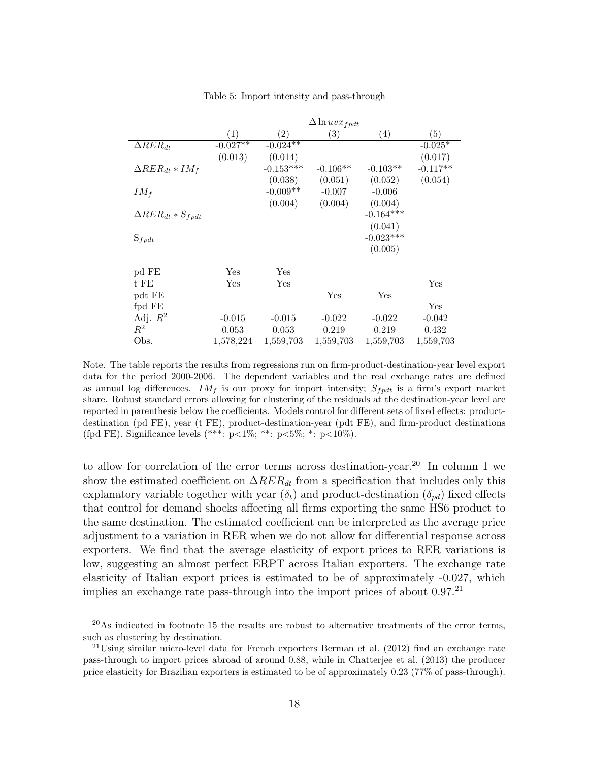Table 5: Import intensity and pass-through

| | $\Delta \ln uvx_{fpdt}$ | | | | |
|---|---|---|---|---|---|
| | (1) | (2) | (3) | (4) | (5) |
| $\Delta RER_{dt}$ | -0.027** | -0.024** | | | -0.025* |
| | (0.013) | (0.014) | | | (0.017) |
| $\Delta RER_{dt} * IM_f$ | | -0.153*** | -0.106** | -0.103** | -0.117** |
| | | (0.038) | (0.051) | (0.052) | (0.054) |
| $IM_f$ | | -0.009** | -0.007 | -0.006 | |
| | | (0.004) | (0.004) | (0.004) | |
| $\Delta RER_{dt} * S_{fpdt}$ | | | | -0.164*** | |
| | | | | (0.041) | |
| $S_{fpdt}$ | | | | -0.023*** | |
| | | | | (0.005) | |
| pd FE | Yes | Yes | | | |
| t FE | Yes | Yes | | | Yes |
| pdt FE | | | Yes | Yes | |
| fpd FE | | | | | Yes |
| Adj. $R^2$ | -0.015 | -0.015 | -0.022 | -0.022 | -0.042 |
| $R^2$ | 0.053 | 0.053 | 0.219 | 0.219 | 0.432 |
| Obs. | 1,578,224 | 1,559,703 | 1,559,703 | 1,559,703 | 1,559,703 |

Note. The table reports the results from regressions run on firm-product-destination-year level export data for the period 2000-2006. The dependent variables and the real exchange rates are defined as annual log differences. $IM_f$ is our proxy for import intensity; $S_{fpdt}$ is a firm's export market share. Robust standard errors allowing for clustering of the residuals at the destination-year level are reported in parenthesis below the coefficients. Models control for different sets of fixed effects: product-destination (pd FE), year (t FE), product-destination-year (pdt FE), and firm-product destinations (fpd FE). Significance levels (***: p<1%; **: p<5%; *: p<10%).

to allow for correlation of the error terms across destination-year.[20] In column 1 we show the estimated coefficient on $\Delta RER_{dt}$ from a specification that includes only this explanatory variable together with year ($\delta_t$) and product-destination ($\delta_{pd}$) fixed effects that control for demand shocks affecting all firms exporting the same HS6 product to the same destination. The estimated coefficient can be interpreted as the average price adjustment to a variation in RER when we do not allow for differential response across exporters. We find that the average elasticity of export prices to RER variations is low, suggesting an almost perfect ERPT across Italian exporters. The exchange rate elasticity of Italian export prices is estimated to be of approximately -0.027, which implies an exchange rate pass-through into the import prices of about 0.97.[21]

[20] As indicated in footnote 15 the results are robust to alternative treatments of the error terms, such as clustering by destination.

[21] Using similar micro-level data for French exporters Berman et al. (2012) find an exchange rate pass-through to import prices abroad of around 0.88, while in Chatterjee et al. (2013) the producer price elasticity for Brazilian exporters is estimated to be of approximately 0.23 (77% of pass-through).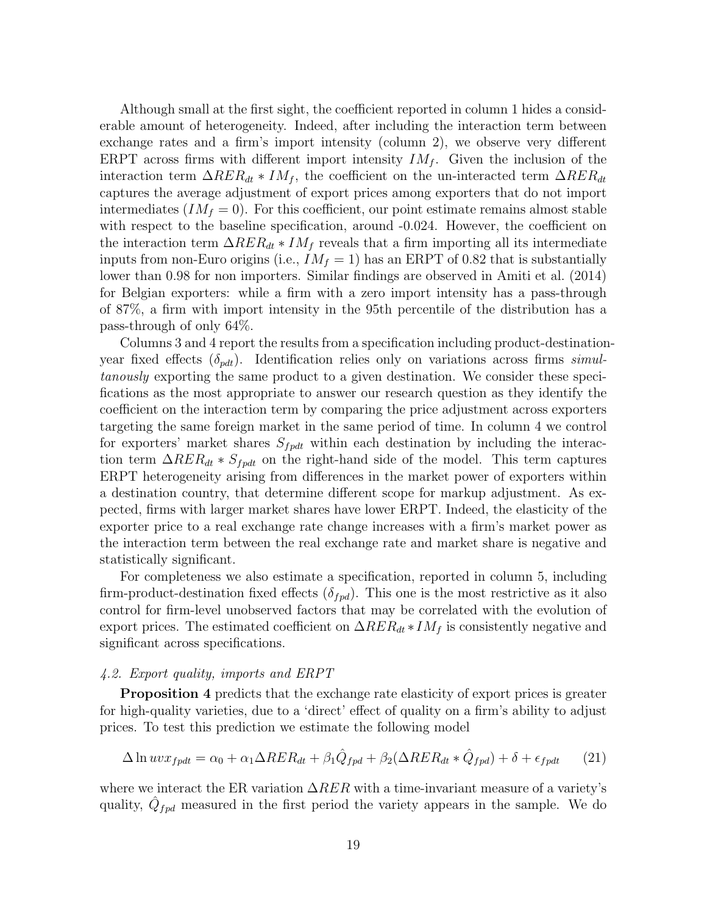Although small at the first sight, the coefficient reported in column 1 hides a considerable amount of heterogeneity. Indeed, after including the interaction term between exchange rates and a firm's import intensity (column 2), we observe very different ERPT across firms with different import intensity $IM_f$. Given the inclusion of the interaction term $\Delta RER_{dt} * IM_f$, the coefficient on the un-interacted term $\Delta RER_{dt}$ captures the average adjustment of export prices among exporters that do not import intermediates ($IM_f = 0$). For this coefficient, our point estimate remains almost stable with respect to the baseline specification, around -0.024. However, the coefficient on the interaction term $\Delta RER_{dt} * IM_f$ reveals that a firm importing all its intermediate inputs from non-Euro origins (i.e., $IM_f = 1$) has an ERPT of 0.82 that is substantially lower than 0.98 for non importers. Similar findings are observed in Amiti et al. (2014) for Belgian exporters: while a firm with a zero import intensity has a pass-through of 87%, a firm with import intensity in the 95th percentile of the distribution has a pass-through of only 64%.

Columns 3 and 4 report the results from a specification including product-destination-year fixed effects ($\delta_{pdt}$). Identification relies only on variations across firms *simultanously* exporting the same product to a given destination. We consider these specifications as the most appropriate to answer our research question as they identify the coefficient on the interaction term by comparing the price adjustment across exporters targeting the same foreign market in the same period of time. In column 4 we control for exporters' market shares $S_{fpdt}$ within each destination by including the interaction term $\Delta RER_{dt} * S_{fpdt}$ on the right-hand side of the model. This term captures ERPT heterogeneity arising from differences in the market power of exporters within a destination country, that determine different scope for markup adjustment. As expected, firms with larger market shares have lower ERPT. Indeed, the elasticity of the exporter price to a real exchange rate change increases with a firm's market power as the interaction term between the real exchange rate and market share is negative and statistically significant.

For completeness we also estimate a specification, reported in column 5, including firm-product-destination fixed effects ($\delta_{fpd}$). This one is the most restrictive as it also control for firm-level unobserved factors that may be correlated with the evolution of export prices. The estimated coefficient on $\Delta RER_{dt} * IM_f$ is consistently negative and significant across specifications.

### *4.2. Export quality, imports and ERPT*

**Proposition 4** predicts that the exchange rate elasticity of export prices is greater for high-quality varieties, due to a 'direct' effect of quality on a firm's ability to adjust prices. To test this prediction we estimate the following model

$$\Delta \ln uvx_{fpdt} = \alpha_0 + \alpha_1 \Delta RER_{dt} + \beta_1 \hat{Q}_{fpd} + \beta_2 (\Delta RER_{dt} * \hat{Q}_{fpd}) + \delta + \epsilon_{fpdt} \qquad (21)$$

where we interact the ER variation $\Delta RER$ with a time-invariant measure of a variety's quality, $\hat{Q}_{fpd}$ measured in the first period the variety appears in the sample. We do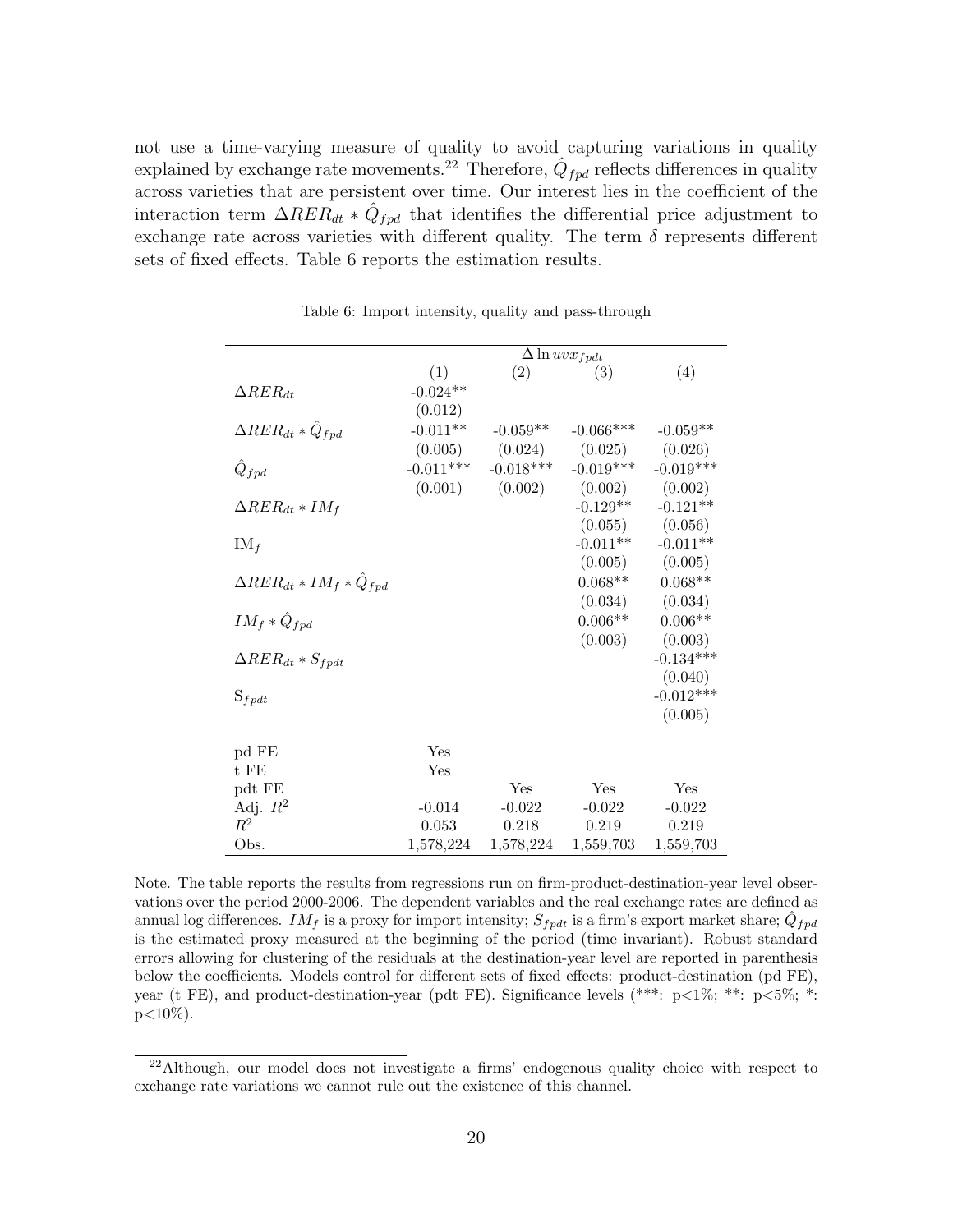not use a time-varying measure of quality to avoid capturing variations in quality explained by exchange rate movements.[22] Therefore, $\hat{Q}_{fpd}$ reflects differences in quality across varieties that are persistent over time. Our interest lies in the coefficient of the interaction term $\Delta RER_{dt} * \hat{Q}_{fpd}$ that identifies the differential price adjustment to exchange rate across varieties with different quality. The term $\delta$ represents different sets of fixed effects. Table 6 reports the estimation results.

Table 6: Import intensity, quality and pass-through

| | $\Delta \ln uvx_{fpdt}$ | | | |
|---|---|---|---|---|
| | (1) | (2) | (3) | (4) |
| $\Delta RER_{dt}$ | -0.024** | | | |
| | (0.012) | | | |
| $\Delta RER_{dt} * \hat{Q}_{fpd}$ | -0.011** | -0.059** | -0.066*** | -0.059** |
| | (0.005) | (0.024) | (0.025) | (0.026) |
| $\hat{Q}_{fpd}$ | -0.011*** | -0.018*** | -0.019*** | -0.019*** |
| | (0.001) | (0.002) | (0.002) | (0.002) |
| $\Delta RER_{dt} * IM_f$ | | | -0.129** | -0.121** |
| | | | (0.055) | (0.056) |
| $IM_f$ | | | -0.011** | -0.011** |
| | | | (0.005) | (0.005) |
| $\Delta RER_{dt} * IM_f * \hat{Q}_{fpd}$ | | | 0.068** | 0.068** |
| | | | (0.034) | (0.034) |
| $IM_f * \hat{Q}_{fpd}$ | | | 0.006** | 0.006** |
| | | | (0.003) | (0.003) |
| $\Delta RER_{dt} * S_{fpdt}$ | | | | -0.134*** |
| | | | | (0.040) |
| $S_{fpdt}$ | | | | -0.012*** |
| | | | | (0.005) |
| | | | | |
| pd FE | Yes | | | |
| t FE | Yes | | | |
| pdt FE | | Yes | Yes | Yes |
| Adj. $R^2$ | -0.014 | -0.022 | -0.022 | -0.022 |
| $R^2$ | 0.053 | 0.218 | 0.219 | 0.219 |
| Obs. | 1,578,224 | 1,578,224 | 1,559,703 | 1,559,703 |

Note. The table reports the results from regressions run on firm-product-destination-year level observations over the period 2000-2006. The dependent variables and the real exchange rates are defined as annual log differences. $IM_f$ is a proxy for import intensity; $S_{fpdt}$ is a firm's export market share; $\hat{Q}_{fpd}$ is the estimated proxy measured at the beginning of the period (time invariant). Robust standard errors allowing for clustering of the residuals at the destination-year level are reported in parenthesis below the coefficients. Models control for different sets of fixed effects: product-destination (pd FE), year (t FE), and product-destination-year (pdt FE). Significance levels (***: p<1%; **: p<5%; *: p<10%).

[22] Although, our model does not investigate a firms' endogenous quality choice with respect to exchange rate variations we cannot rule out the existence of this channel.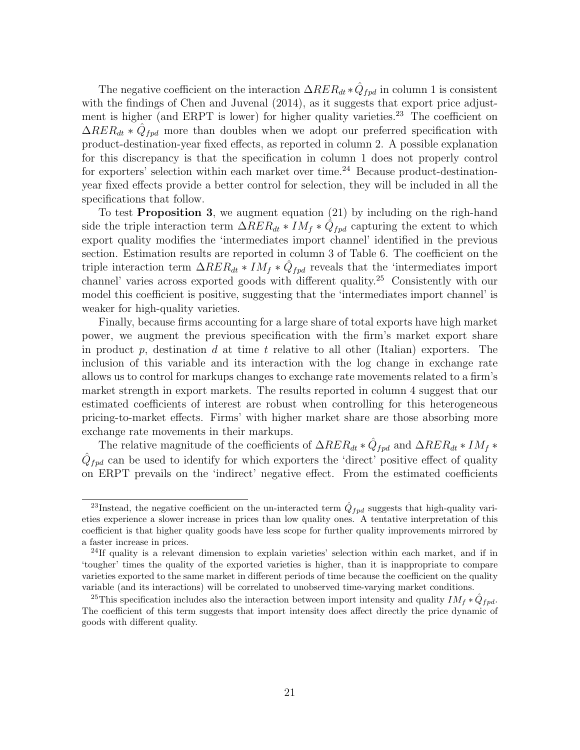The negative coefficient on the interaction $\Delta RER_{dt} * \hat{Q}_{fpd}$ in column 1 is consistent with the findings of Chen and Juvenal (2014), as it suggests that export price adjustment is higher (and ERPT is lower) for higher quality varieties.[23] The coefficient on $\Delta RER_{dt} * \hat{Q}_{fpd}$ more than doubles when we adopt our preferred specification with product-destination-year fixed effects, as reported in column 2. A possible explanation for this discrepancy is that the specification in column 1 does not properly control for exporters' selection within each market over time.[24] Because product-destination-year fixed effects provide a better control for selection, they will be included in all the specifications that follow.

To test **Proposition 3**, we augment equation (21) by including on the righ-hand side the triple interaction term $\Delta RER_{dt} * IM_f * \hat{Q}_{fpd}$ capturing the extent to which export quality modifies the 'intermediates import channel' identified in the previous section. Estimation results are reported in column 3 of Table 6. The coefficient on the triple interaction term $\Delta RER_{dt} * IM_f * \hat{Q}_{fpd}$ reveals that the 'intermediates import channel' varies across exported goods with different quality.[25] Consistently with our model this coefficient is positive, suggesting that the 'intermediates import channel' is weaker for high-quality varieties.

Finally, because firms accounting for a large share of total exports have high market power, we augment the previous specification with the firm's market export share in product $p$, destination $d$ at time $t$ relative to all other (Italian) exporters. The inclusion of this variable and its interaction with the log change in exchange rate allows us to control for markups changes to exchange rate movements related to a firm's market strength in export markets. The results reported in column 4 suggest that our estimated coefficients of interest are robust when controlling for this heterogeneous pricing-to-market effects. Firms' with higher market share are those absorbing more exchange rate movements in their markups.

The relative magnitude of the coefficients of $\Delta RER_{dt} * \hat{Q}_{fpd}$ and $\Delta RER_{dt} * IM_f * \hat{Q}_{fpd}$ can be used to identify for which exporters the 'direct' positive effect of quality on ERPT prevails on the 'indirect' negative effect. From the estimated coefficients

[23] Instead, the negative coefficient on the un-interacted term $\hat{Q}_{fpd}$ suggests that high-quality varieties experience a slower increase in prices than low quality ones. A tentative interpretation of this coefficient is that higher quality goods have less scope for further quality improvements mirrored by a faster increase in prices.

[24] If quality is a relevant dimension to explain varieties' selection within each market, and if in 'tougher' times the quality of the exported varieties is higher, than it is inappropriate to compare varieties exported to the same market in different periods of time because the coefficient on the quality variable (and its interactions) will be correlated to unobserved time-varying market conditions.

[25] This specification includes also the interaction between import intensity and quality $IM_f * \hat{Q}_{fpd}$. The coefficient of this term suggests that import intensity does affect directly the price dynamic of goods with different quality.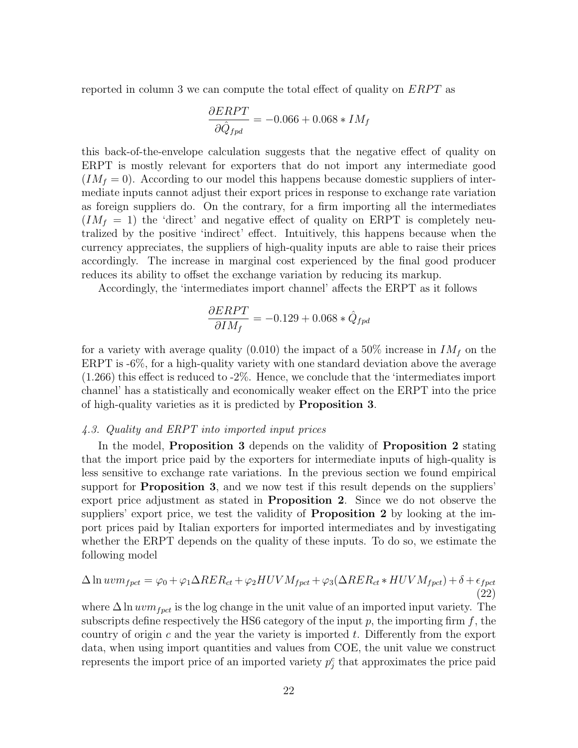reported in column 3 we can compute the total effect of quality on $ERPT$ as

$$\frac{\partial ERPT}{\partial \hat{Q}_{fpd}} = -0.066 + 0.068 * IM_f$$

this back-of-the-envelope calculation suggests that the negative effect of quality on ERPT is mostly relevant for exporters that do not import any intermediate good ($IM_f = 0$). According to our model this happens because domestic suppliers of intermediate inputs cannot adjust their export prices in response to exchange rate variation as foreign suppliers do. On the contrary, for a firm importing all the intermediates ($IM_f = 1$) the 'direct' and negative effect of quality on ERPT is completely neutralized by the positive 'indirect' effect. Intuitively, this happens because when the currency appreciates, the suppliers of high-quality inputs are able to raise their prices accordingly. The increase in marginal cost experienced by the final good producer reduces its ability to offset the exchange variation by reducing its markup.

Accordingly, the 'intermediates import channel' affects the ERPT as it follows

$$\frac{\partial ERPT}{\partial IM_f} = -0.129 + 0.068 * \hat{Q}_{fpd}$$

for a variety with average quality (0.010) the impact of a 50% increase in $IM_f$ on the ERPT is -6%, for a high-quality variety with one standard deviation above the average (1.266) this effect is reduced to -2%. Hence, we conclude that the 'intermediates import channel' has a statistically and economically weaker effect on the ERPT into the price of high-quality varieties as it is predicted by **Proposition 3**.

### *4.3. Quality and ERPT into imported input prices*

In the model, **Proposition 3** depends on the validity of **Proposition 2** stating that the import price paid by the exporters for intermediate inputs of high-quality is less sensitive to exchange rate variations. In the previous section we found empirical support for **Proposition 3**, and we now test if this result depends on the suppliers' export price adjustment as stated in **Proposition 2**. Since we do not observe the suppliers' export price, we test the validity of **Proposition 2** by looking at the import prices paid by Italian exporters for imported intermediates and by investigating whether the ERPT depends on the quality of these inputs. To do so, we estimate the following model

$$\Delta \ln uvm_{fpct} = \varphi_0 + \varphi_1 \Delta RER_{ct} + \varphi_2 HUVM_{fpct} + \varphi_3 (\Delta RER_{ct} * HUVM_{fpct}) + \delta + \epsilon_{fpct} \tag{22}$$

where $\Delta \ln uvm_{fpct}$ is the log change in the unit value of an imported input variety. The subscripts define respectively the HS6 category of the input $p$, the importing firm $f$, the country of origin $c$ and the year the variety is imported $t$. Differently from the export data, when using import quantities and values from COE, the unit value we construct represents the import price of an imported variety $p_j^c$ that approximates the price paid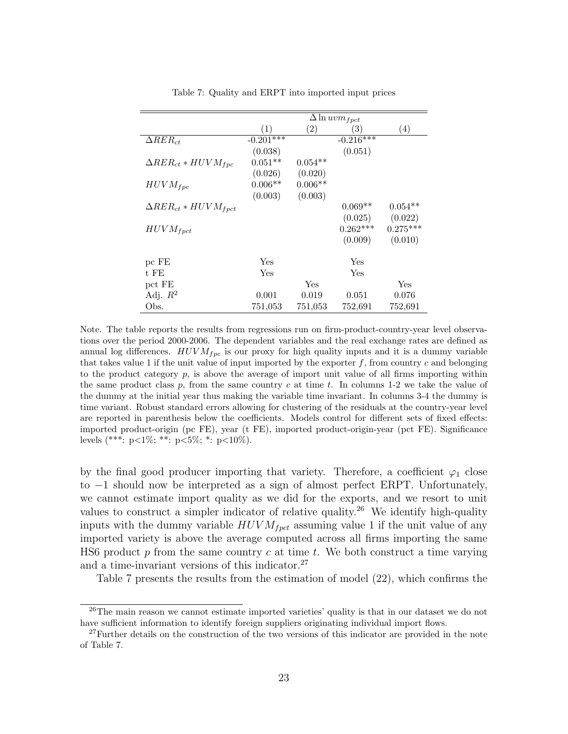Table 7: Quality and ERPT into imported input prices

| | $\Delta \ln uvm_{fpct}$ | | | |
|---|---|---|---|---|
| | (1) | (2) | (3) | (4) |
| $\Delta RER_{ct}$ | -0.201*** | | -0.216*** | |
| | (0.038) | | (0.051) | |
| $\Delta RER_{ct} * HUVM_{fpc}$ | 0.051** | 0.054** | | |
| | (0.026) | (0.020) | | |
| $HUVM_{fpc}$ | 0.006** | 0.006** | | |
| | (0.003) | (0.003) | | |
| $\Delta RER_{ct} * HUVM_{fpct}$ | | | 0.069** | 0.054** |
| | | | (0.025) | (0.022) |
| $HUVM_{fpct}$ | | | 0.262*** | 0.275*** |
| | | | (0.009) | (0.010) |
| pc FE | Yes | | Yes | |
| t FE | Yes | | Yes | |
| pct FE | | Yes | | Yes |
| Adj. $R^2$ | 0.001 | 0.019 | 0.051 | 0.076 |
| Obs. | 751,053 | 751,053 | 752,691 | 752,691 |

Note. The table reports the results from regressions run on firm-product-country-year level observations over the period 2000-2006. The dependent variables and the real exchange rates are defined as annual log differences. $HUVM_{fpc}$ is our proxy for high quality inputs and it is a dummy variable that takes value 1 if the unit value of input imported by the exporter $f$, from country $c$ and belonging to the product category $p$, is above the average of import unit value of all firms importing within the same product class $p$, from the same country $c$ at time $t$. In columns 1-2 we take the value of the dummy at the initial year thus making the variable time invariant. In columns 3-4 the dummy is time variant. Robust standard errors allowing for clustering of the residuals at the country-year level are reported in parenthesis below the coefficients. Models control for different sets of fixed effects: imported product-origin (pc FE), year (t FE), imported product-origin-year (pct FE). Significance levels (***: p<1%; **: p<5%; *: p<10%).

by the final good producer importing that variety. Therefore, a coefficient $\varphi_1$ close to $-1$ should now be interpreted as a sign of almost perfect ERPT. Unfortunately, we cannot estimate import quality as we did for the exports, and we resort to unit values to construct a simpler indicator of relative quality.[26] We identify high-quality inputs with the dummy variable $HUVM_{fpct}$ assuming value 1 if the unit value of any imported variety is above the average computed across all firms importing the same HS6 product $p$ from the same country $c$ at time $t$. We both construct a time varying and a time-invariant versions of this indicator.[27]

Table 7 presents the results from the estimation of model (22), which confirms the

[26] The main reason we cannot estimate imported varieties' quality is that in our dataset we do not have sufficient information to identify foreign suppliers originating individual import flows.

[27] Further details on the construction of the two versions of this indicator are provided in the note of Table 7.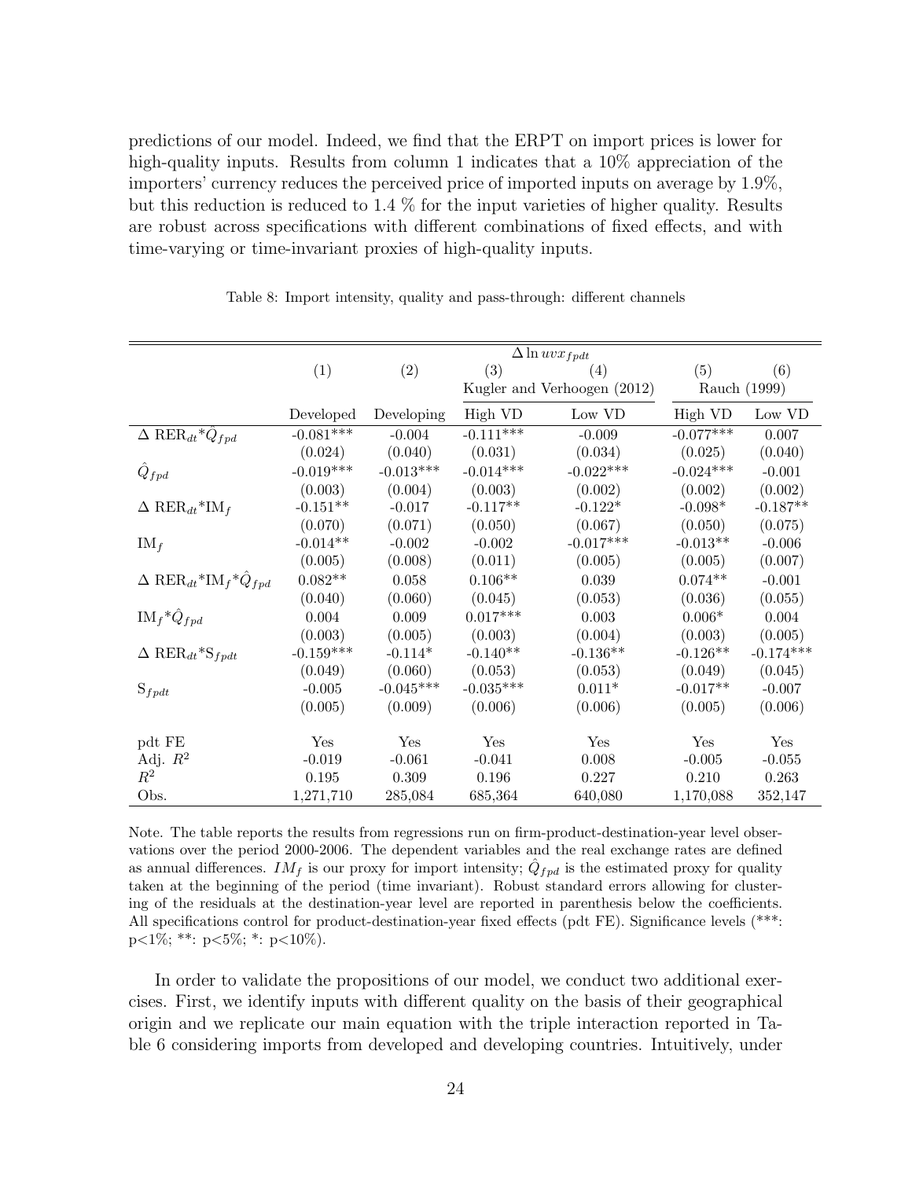predictions of our model. Indeed, we find that the ERPT on import prices is lower for high-quality inputs. Results from column 1 indicates that a 10% appreciation of the importers' currency reduces the perceived price of imported inputs on average by 1.9%, but this reduction is reduced to 1.4 % for the input varieties of higher quality. Results are robust across specifications with different combinations of fixed effects, and with time-varying or time-invariant proxies of high-quality inputs.

Table 8: Import intensity, quality and pass-through: different channels

| | $\Delta \ln uvx_{fpdt}$ | | | | | |
|---|---|---|---|---|---|---|
| | (1) | (2) | (3) | (4) | (5) | (6) |
| | | | Kugler and Verhoogen (2012) | | Rauch (1999) | |
| | Developed | Developing | High VD | Low VD | High VD | Low VD |
| $\Delta$ RER$_{dt}$*$\hat{Q}_{fpd}$ | -0.081*** | -0.004 | -0.111*** | -0.009 | -0.077*** | 0.007 |
| | (0.024) | (0.040) | (0.031) | (0.034) | (0.025) | (0.040) |
| $\hat{Q}_{fpd}$ | -0.019*** | -0.013*** | -0.014*** | -0.022*** | -0.024*** | -0.001 |
| | (0.003) | (0.004) | (0.003) | (0.002) | (0.002) | (0.002) |
| $\Delta$ RER$_{dt}$*IM$_f$ | -0.151** | -0.017 | -0.117** | -0.122* | -0.098* | -0.187** |
| | (0.070) | (0.071) | (0.050) | (0.067) | (0.050) | (0.075) |
| IM$_f$ | -0.014** | -0.002 | -0.002 | -0.017*** | -0.013** | -0.006 |
| | (0.005) | (0.008) | (0.011) | (0.005) | (0.005) | (0.007) |
| $\Delta$ RER$_{dt}$*IM$_f$*$\hat{Q}_{fpd}$ | 0.082** | 0.058 | 0.106** | 0.039 | 0.074** | -0.001 |
| | (0.040) | (0.060) | (0.045) | (0.053) | (0.036) | (0.055) |
| IM$_f$*$\hat{Q}_{fpd}$ | 0.004 | 0.009 | 0.017*** | 0.003 | 0.006* | 0.004 |
| | (0.003) | (0.005) | (0.003) | (0.004) | (0.003) | (0.005) |
| $\Delta$ RER$_{dt}$*S$_{fpdt}$ | -0.159*** | -0.114* | -0.140** | -0.136** | -0.126** | -0.174*** |
| | (0.049) | (0.060) | (0.053) | (0.053) | (0.049) | (0.045) |
| S$_{fpdt}$ | -0.005 | -0.045*** | -0.035*** | 0.011* | -0.017** | -0.007 |
| | (0.005) | (0.009) | (0.006) | (0.006) | (0.005) | (0.006) |
| pdt FE | Yes | Yes | Yes | Yes | Yes | Yes |
| Adj. $R^2$ | -0.019 | -0.061 | -0.041 | 0.008 | -0.005 | -0.055 |
| $R^2$ | 0.195 | 0.309 | 0.196 | 0.227 | 0.210 | 0.263 |
| Obs. | 1,271,710 | 285,084 | 685,364 | 640,080 | 1,170,088 | 352,147 |

Note. The table reports the results from regressions run on firm-product-destination-year level observations over the period 2000-2006. The dependent variables and the real exchange rates are defined as annual differences. $IM_f$ is our proxy for import intensity; $\hat{Q}_{fpd}$ is the estimated proxy for quality taken at the beginning of the period (time invariant). Robust standard errors allowing for clustering of the residuals at the destination-year level are reported in parenthesis below the coefficients. All specifications control for product-destination-year fixed effects (pdt FE). Significance levels (***: p<1%; **: p<5%; *: p<10%).

In order to validate the propositions of our model, we conduct two additional exercises. First, we identify inputs with different quality on the basis of their geographical origin and we replicate our main equation with the triple interaction reported in Table 6 considering imports from developed and developing countries. Intuitively, under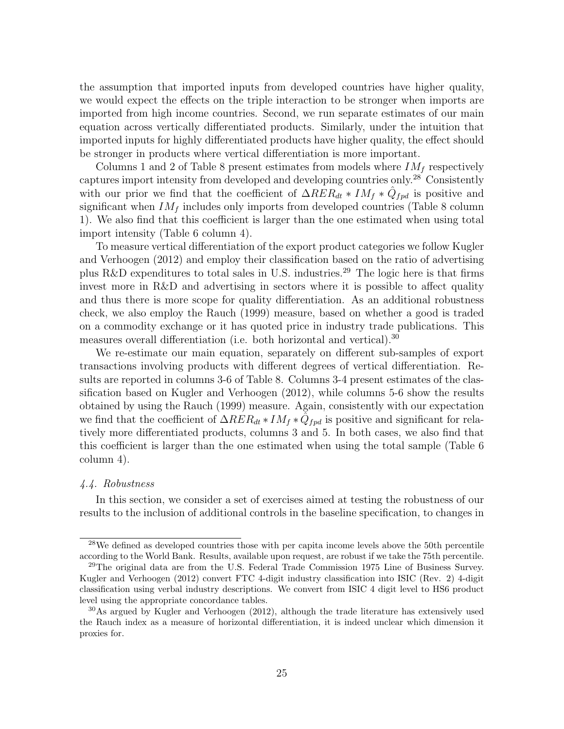the assumption that imported inputs from developed countries have higher quality, we would expect the effects on the triple interaction to be stronger when imports are imported from high income countries. Second, we run separate estimates of our main equation across vertically differentiated products. Similarly, under the intuition that imported inputs for highly differentiated products have higher quality, the effect should be stronger in products where vertical differentiation is more important.

Columns 1 and 2 of Table 8 present estimates from models where $IM_f$ respectively captures import intensity from developed and developing countries only.[28] Consistently with our prior we find that the coefficient of $\Delta RER_{dt} * IM_f * \hat{Q}_{fpd}$ is positive and significant when $IM_f$ includes only imports from developed countries (Table 8 column 1). We also find that this coefficient is larger than the one estimated when using total import intensity (Table 6 column 4).

To measure vertical differentiation of the export product categories we follow Kugler and Verhoogen (2012) and employ their classification based on the ratio of advertising plus R&D expenditures to total sales in U.S. industries.[29] The logic here is that firms invest more in R&D and advertising in sectors where it is possible to affect quality and thus there is more scope for quality differentiation. As an additional robustness check, we also employ the Rauch (1999) measure, based on whether a good is traded on a commodity exchange or it has quoted price in industry trade publications. This measures overall differentiation (i.e. both horizontal and vertical).[30]

We re-estimate our main equation, separately on different sub-samples of export transactions involving products with different degrees of vertical differentiation. Results are reported in columns 3-6 of Table 8. Columns 3-4 present estimates of the classification based on Kugler and Verhoogen (2012), while columns 5-6 show the results obtained by using the Rauch (1999) measure. Again, consistently with our expectation we find that the coefficient of $\Delta RER_{dt} * IM_f * \hat{Q}_{fpd}$ is positive and significant for relatively more differentiated products, columns 3 and 5. In both cases, we also find that this coefficient is larger than the one estimated when using the total sample (Table 6 column 4).

*4.4. Robustness*

In this section, we consider a set of exercises aimed at testing the robustness of our results to the inclusion of additional controls in the baseline specification, to changes in

[28] We defined as developed countries those with per capita income levels above the 50th percentile according to the World Bank. Results, available upon request, are robust if we take the 75th percentile.

[29] The original data are from the U.S. Federal Trade Commission 1975 Line of Business Survey. Kugler and Verhoogen (2012) convert FTC 4-digit industry classification into ISIC (Rev. 2) 4-digit classification using verbal industry descriptions. We convert from ISIC 4 digit level to HS6 product level using the appropriate concordance tables.

[30] As argued by Kugler and Verhoogen (2012), although the trade literature has extensively used the Rauch index as a measure of horizontal differentiation, it is indeed unclear which dimension it proxies for.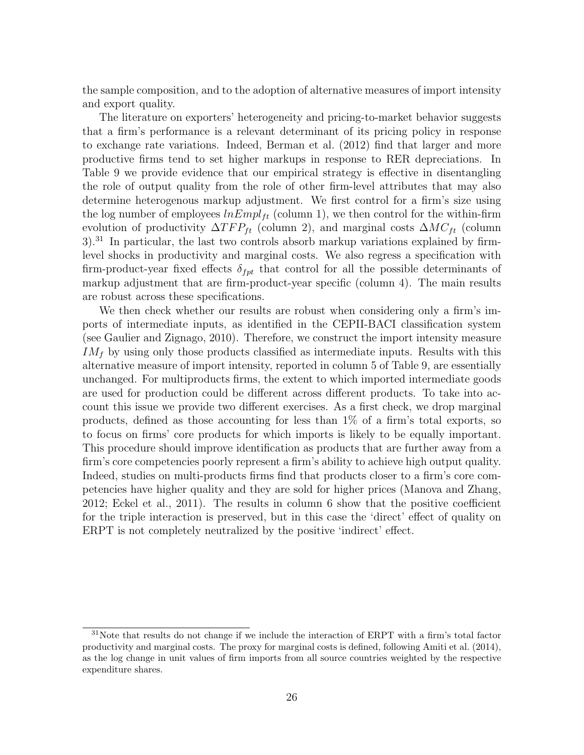the sample composition, and to the adoption of alternative measures of import intensity and export quality.

The literature on exporters' heterogeneity and pricing-to-market behavior suggests that a firm's performance is a relevant determinant of its pricing policy in response to exchange rate variations. Indeed, Berman et al. (2012) find that larger and more productive firms tend to set higher markups in response to RER depreciations. In Table 9 we provide evidence that our empirical strategy is effective in disentangling the role of output quality from the role of other firm-level attributes that may also determine heterogenous markup adjustment. We first control for a firm's size using the log number of employees $lnEmpl_{ft}$ (column 1), we then control for the within-firm evolution of productivity $\Delta TFP_{ft}$ (column 2), and marginal costs $\Delta MC_{ft}$ (column 3).[31] In particular, the last two controls absorb markup variations explained by firm-level shocks in productivity and marginal costs. We also regress a specification with firm-product-year fixed effects $\delta_{fpt}$ that control for all the possible determinants of markup adjustment that are firm-product-year specific (column 4). The main results are robust across these specifications.

We then check whether our results are robust when considering only a firm's imports of intermediate inputs, as identified in the CEPII-BACI classification system (see Gaulier and Zignago, 2010). Therefore, we construct the import intensity measure $IM_f$ by using only those products classified as intermediate inputs. Results with this alternative measure of import intensity, reported in column 5 of Table 9, are essentially unchanged. For multiproducts firms, the extent to which imported intermediate goods are used for production could be different across different products. To take into account this issue we provide two different exercises. As a first check, we drop marginal products, defined as those accounting for less than 1% of a firm's total exports, so to focus on firms' core products for which imports is likely to be equally important. This procedure should improve identification as products that are further away from a firm's core competencies poorly represent a firm's ability to achieve high output quality. Indeed, studies on multi-products firms find that products closer to a firm's core competencies have higher quality and they are sold for higher prices (Manova and Zhang, 2012; Eckel et al., 2011). The results in column 6 show that the positive coefficient for the triple interaction is preserved, but in this case the 'direct' effect of quality on ERPT is not completely neutralized by the positive 'indirect' effect.

[31] Note that results do not change if we include the interaction of ERPT with a firm's total factor productivity and marginal costs. The proxy for marginal costs is defined, following Amiti et al. (2014), as the log change in unit values of firm imports from all source countries weighted by the respective expenditure shares.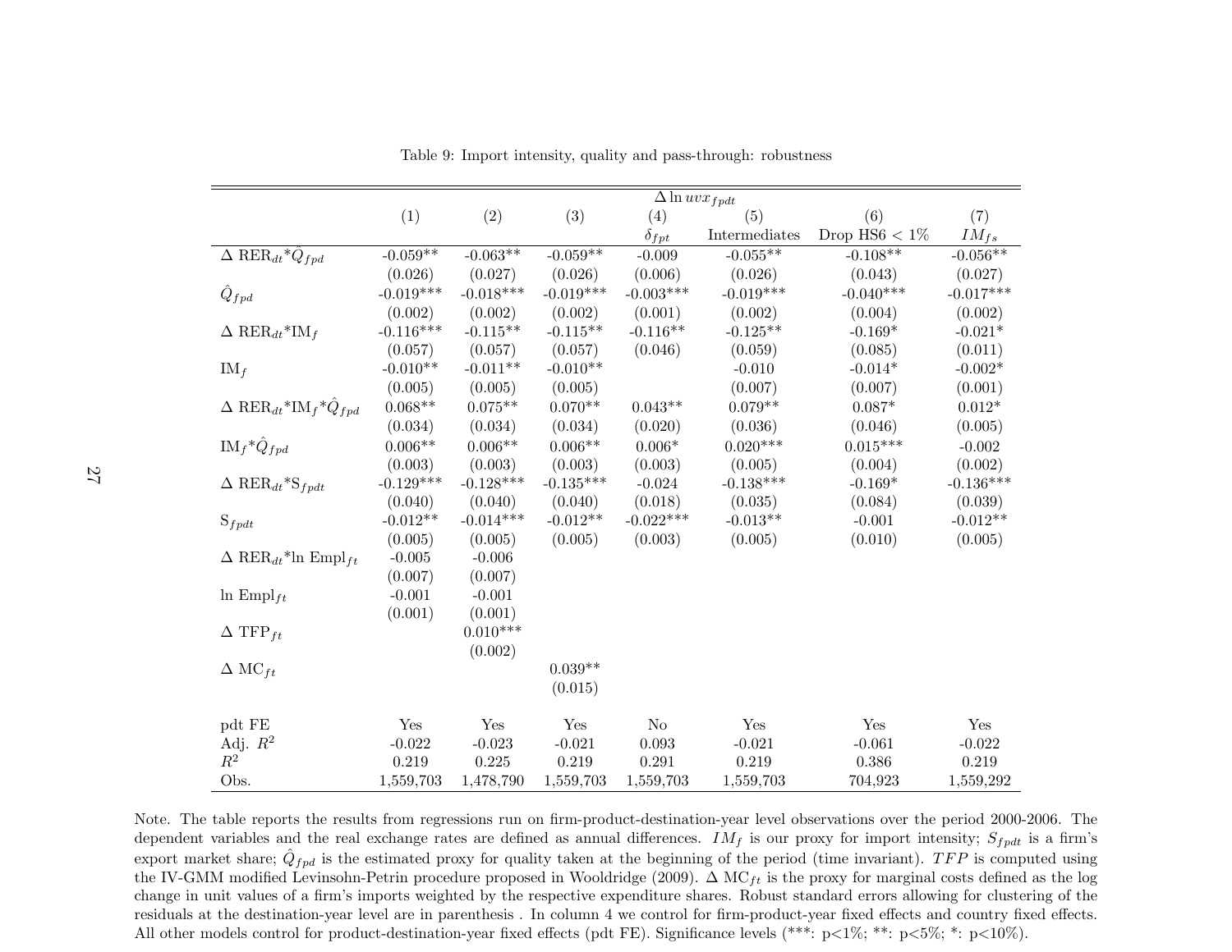Table 9: Import intensity, quality and pass-through: robustness

| | $\Delta \ln uvx_{fpdt}$ | | | | | | |
|---|---|---|---|---|---|---|---|
| | (1) | (2) | (3) | (4) | (5) | (6) | (7) |
| | | | | $\delta_{fpt}$ | Intermediates | Drop HS6 < 1% | $IM_{fs}$ |
| $\Delta$ RER$_{dt}$*$\hat{Q}_{fpd}$ | -0.059** | -0.063** | -0.059** | -0.009 | -0.055** | -0.108** | -0.056** |
| | (0.026) | (0.027) | (0.026) | (0.006) | (0.026) | (0.043) | (0.027) |
| $\hat{Q}_{fpd}$ | -0.019*** | -0.018*** | -0.019*** | -0.003*** | -0.019*** | -0.040*** | -0.017*** |
| | (0.002) | (0.002) | (0.002) | (0.001) | (0.002) | (0.004) | (0.002) |
| $\Delta$ RER$_{dt}$*IM$_f$ | -0.116*** | -0.115** | -0.115** | -0.116** | -0.125** | -0.169* | -0.021* |
| | (0.057) | (0.057) | (0.057) | (0.046) | (0.059) | (0.085) | (0.011) |
| IM$_f$ | -0.010** | -0.011** | -0.010** | | -0.010 | -0.014* | -0.002* |
| | (0.005) | (0.005) | (0.005) | | (0.007) | (0.007) | (0.001) |
| $\Delta$ RER$_{dt}$*IM$_f$*$\hat{Q}_{fpd}$ | 0.068** | 0.075** | 0.070** | 0.043** | 0.079** | 0.087* | 0.012* |
| | (0.034) | (0.034) | (0.034) | (0.020) | (0.036) | (0.046) | (0.005) |
| IM$_f$*$\hat{Q}_{fpd}$ | 0.006** | 0.006** | 0.006** | 0.006* | 0.020*** | 0.015*** | -0.002 |
| | (0.003) | (0.003) | (0.003) | (0.003) | (0.005) | (0.004) | (0.002) |
| $\Delta$ RER$_{dt}$*S$_{fpdt}$ | -0.129*** | -0.128*** | -0.135*** | -0.024 | -0.138*** | -0.169* | -0.136*** |
| | (0.040) | (0.040) | (0.040) | (0.018) | (0.035) | (0.084) | (0.039) |
| S$_{fpdt}$ | -0.012** | -0.014*** | -0.012** | -0.022*** | -0.013** | -0.001 | -0.012** |
| | (0.005) | (0.005) | (0.005) | (0.003) | (0.005) | (0.010) | (0.005) |
| $\Delta$ RER$_{dt}$*ln Empl$_{ft}$ | -0.005 | -0.006 | | | | | |
| | (0.007) | (0.007) | | | | | |
| ln Empl$_{ft}$ | -0.001 | -0.001 | | | | | |
| | (0.001) | (0.001) | | | | | |
| $\Delta$ TFP$_{ft}$ | | 0.010*** | | | | | |
| | | (0.002) | | | | | |
| $\Delta$ MC$_{ft}$ | | | 0.039** | | | | |
| | | | (0.015) | | | | |
| pdt FE | Yes | Yes | Yes | No | Yes | Yes | Yes |
| Adj. $R^2$ | -0.022 | -0.023 | -0.021 | 0.093 | -0.021 | -0.061 | -0.022 |
| $R^2$ | 0.219 | 0.225 | 0.219 | 0.291 | 0.219 | 0.386 | 0.219 |
| Obs. | 1,559,703 | 1,478,790 | 1,559,703 | 1,559,703 | 1,559,703 | 704,923 | 1,559,292 |

Note. The table reports the results from regressions run on firm-product-destination-year level observations over the period 2000-2006. The dependent variables and the real exchange rates are defined as annual differences. $IM_f$ is our proxy for import intensity; $S_{fpdt}$ is a firm's export market share; $\hat{Q}_{fpd}$ is the estimated proxy for quality taken at the beginning of the period (time invariant). $TFP$ is computed using the IV-GMM modified Levinsohn-Petrin procedure proposed in Wooldridge (2009). $\Delta$ MC$_{ft}$ is the proxy for marginal costs defined as the log change in unit values of a firm's imports weighted by the respective expenditure shares. Robust standard errors allowing for clustering of the residuals at the destination-year level are in parenthesis . In column 4 we control for firm-product-year fixed effects and country fixed effects. All other models control for product-destination-year fixed effects (pdt FE). Significance levels (***: p<1%; **: p<5%; *: p<10%).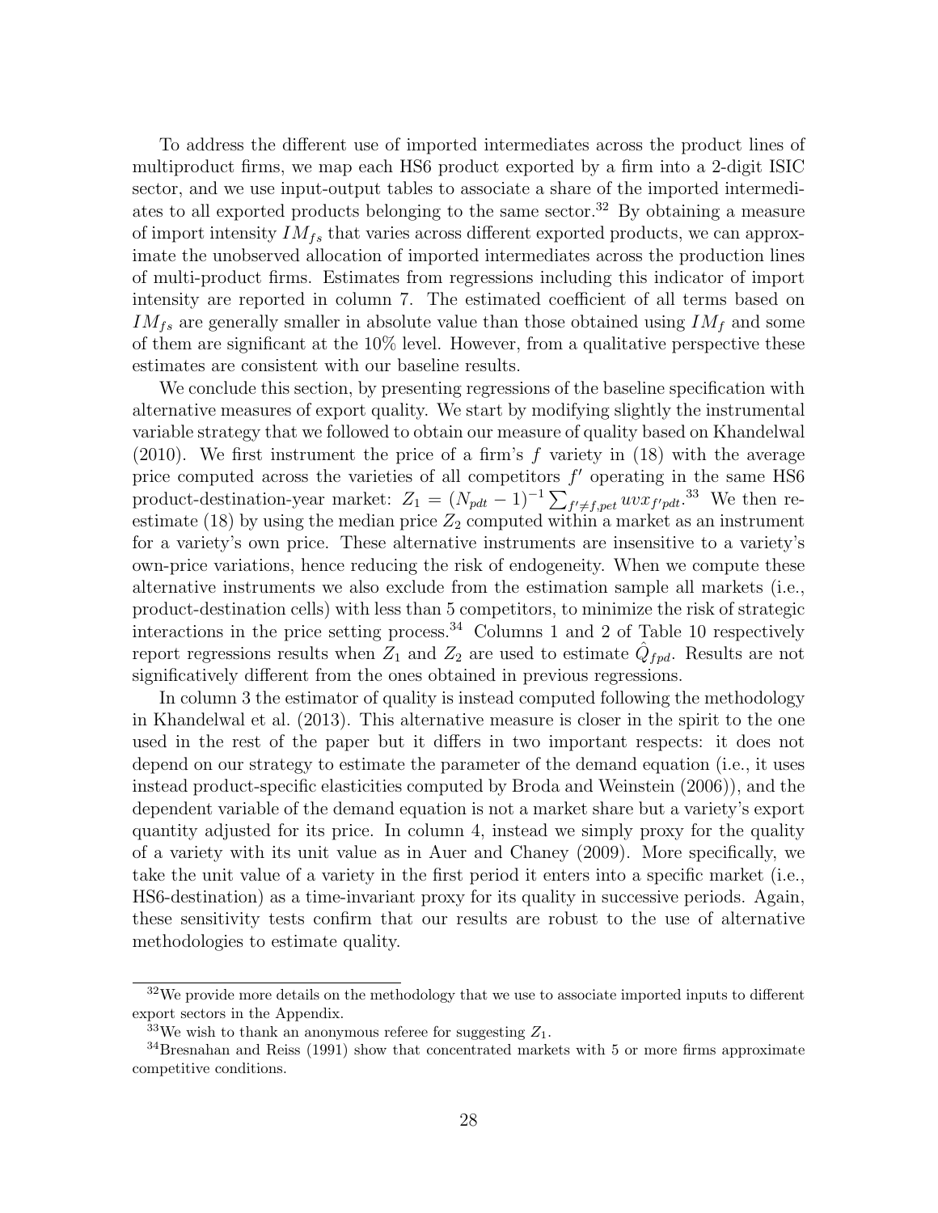To address the different use of imported intermediates across the product lines of multiproduct firms, we map each HS6 product exported by a firm into a 2-digit ISIC sector, and we use input-output tables to associate a share of the imported intermediates to all exported products belonging to the same sector.[32] By obtaining a measure of import intensity $IM_{fs}$ that varies across different exported products, we can approximate the unobserved allocation of imported intermediates across the production lines of multi-product firms. Estimates from regressions including this indicator of import intensity are reported in column 7. The estimated coefficient of all terms based on $IM_{fs}$ are generally smaller in absolute value than those obtained using $IM_f$ and some of them are significant at the 10% level. However, from a qualitative perspective these estimates are consistent with our baseline results.

We conclude this section, by presenting regressions of the baseline specification with alternative measures of export quality. We start by modifying slightly the instrumental variable strategy that we followed to obtain our measure of quality based on Khandelwal (2010). We first instrument the price of a firm's $f$ variety in (18) with the average price computed across the varieties of all competitors $f'$ operating in the same HS6 product-destination-year market: $Z_1 = (N_{pdt} - 1)^{-1} \sum_{f' \neq f, pet} uvx_{f'pdt}$.[33] We then re-estimate (18) by using the median price $Z_2$ computed within a market as an instrument for a variety's own price. These alternative instruments are insensitive to a variety's own-price variations, hence reducing the risk of endogeneity. When we compute these alternative instruments we also exclude from the estimation sample all markets (i.e., product-destination cells) with less than 5 competitors, to minimize the risk of strategic interactions in the price setting process.[34] Columns 1 and 2 of Table 10 respectively report regressions results when $Z_1$ and $Z_2$ are used to estimate $\hat{Q}_{fpd}$. Results are not significatively different from the ones obtained in previous regressions.

In column 3 the estimator of quality is instead computed following the methodology in Khandelwal et al. (2013). This alternative measure is closer in the spirit to the one used in the rest of the paper but it differs in two important respects: it does not depend on our strategy to estimate the parameter of the demand equation (i.e., it uses instead product-specific elasticities computed by Broda and Weinstein (2006)), and the dependent variable of the demand equation is not a market share but a variety's export quantity adjusted for its price. In column 4, instead we simply proxy for the quality of a variety with its unit value as in Auer and Chaney (2009). More specifically, we take the unit value of a variety in the first period it enters into a specific market (i.e., HS6-destination) as a time-invariant proxy for its quality in successive periods. Again, these sensitivity tests confirm that our results are robust to the use of alternative methodologies to estimate quality.

---

[32] We provide more details on the methodology that we use to associate imported inputs to different export sectors in the Appendix.

[33] We wish to thank an anonymous referee for suggesting $Z_1$.

[34] Bresnahan and Reiss (1991) show that concentrated markets with 5 or more firms approximate competitive conditions.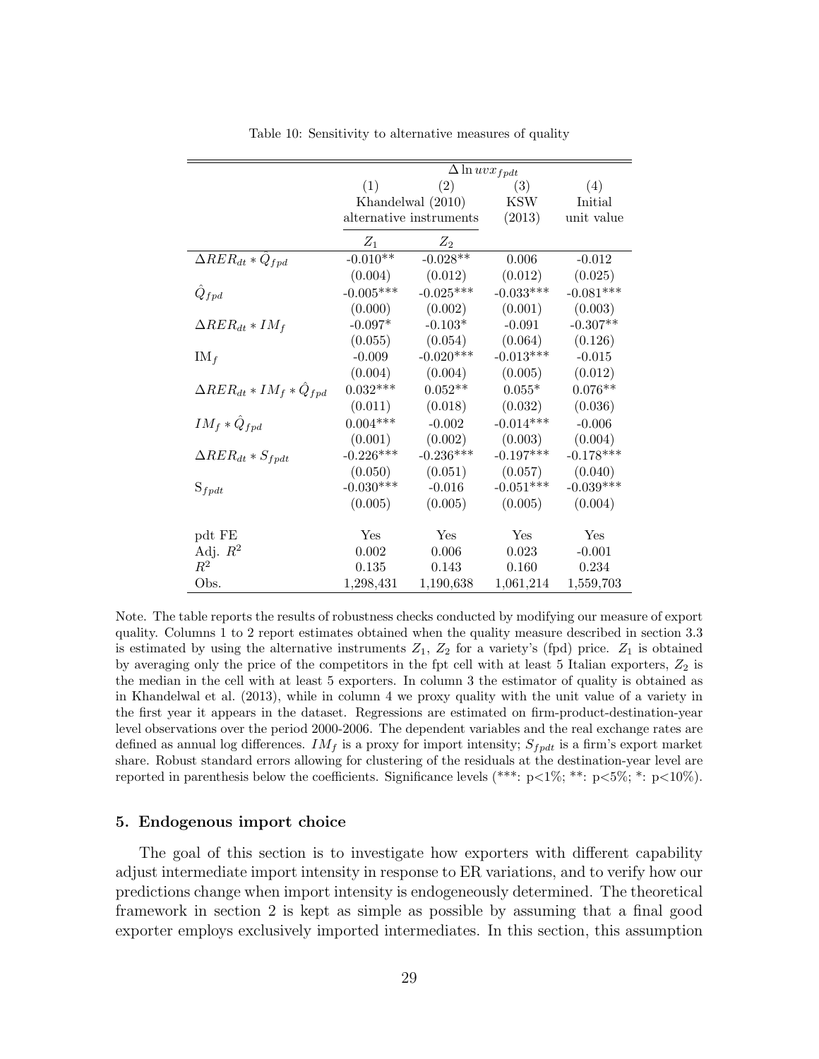Table 10: Sensitivity to alternative measures of quality

| | $\Delta \ln uvx_{fpdt}$ | | | |
|---|---|---|---|---|
| | (1) | (2) | (3) | (4) |
| | Khandelwal (2010) alternative instruments | | KSW (2013) | Initial unit value |
| | $Z_1$ | $Z_2$ | | |
| $\Delta RER_{dt} * \hat{Q}_{fpd}$ | -0.010** | -0.028** | 0.006 | -0.012 |
| | (0.004) | (0.012) | (0.012) | (0.025) |
| $\hat{Q}_{fpd}$ | -0.005*** | -0.025*** | -0.033*** | -0.081*** |
| | (0.000) | (0.002) | (0.001) | (0.003) |
| $\Delta RER_{dt} * IM_f$ | -0.097* | -0.103* | -0.091 | -0.307** |
| | (0.055) | (0.054) | (0.064) | (0.126) |
| $\text{IM}_f$ | -0.009 | -0.020*** | -0.013*** | -0.015 |
| | (0.004) | (0.004) | (0.005) | (0.012) |
| $\Delta RER_{dt} * IM_f * \hat{Q}_{fpd}$ | 0.032*** | 0.052** | 0.055* | 0.076** |
| | (0.011) | (0.018) | (0.032) | (0.036) |
| $IM_f * \hat{Q}_{fpd}$ | 0.004*** | -0.002 | -0.014*** | -0.006 |
| | (0.001) | (0.002) | (0.003) | (0.004) |
| $\Delta RER_{dt} * S_{fpdt}$ | -0.226*** | -0.236*** | -0.197*** | -0.178*** |
| | (0.050) | (0.051) | (0.057) | (0.040) |
| $\text{S}_{fpdt}$ | -0.030*** | -0.016 | -0.051*** | -0.039*** |
| | (0.005) | (0.005) | (0.005) | (0.004) |
| pdt FE | Yes | Yes | Yes | Yes |
| Adj. $R^2$ | 0.002 | 0.006 | 0.023 | -0.001 |
| $R^2$ | 0.135 | 0.143 | 0.160 | 0.234 |
| Obs. | 1,298,431 | 1,190,638 | 1,061,214 | 1,559,703 |

Note. The table reports the results of robustness checks conducted by modifying our measure of export quality. Columns 1 to 2 report estimates obtained when the quality measure described in section 3.3 is estimated by using the alternative instruments $Z_1$, $Z_2$ for a variety's (fpd) price. $Z_1$ is obtained by averaging only the price of the competitors in the fpt cell with at least 5 Italian exporters, $Z_2$ is the median in the cell with at least 5 exporters. In column 3 the estimator of quality is obtained as in Khandelwal et al. (2013), while in column 4 we proxy quality with the unit value of a variety in the first year it appears in the dataset. Regressions are estimated on firm-product-destination-year level observations over the period 2000-2006. The dependent variables and the real exchange rates are defined as annual log differences. $IM_f$ is a proxy for import intensity; $S_{fpdt}$ is a firm's export market share. Robust standard errors allowing for clustering of the residuals at the destination-year level are reported in parenthesis below the coefficients. Significance levels (***: p<1%; **: p<5%; *: p<10%).

### 5. Endogenous import choice

The goal of this section is to investigate how exporters with different capability adjust intermediate import intensity in response to ER variations, and to verify how our predictions change when import intensity is endogeneously determined. The theoretical framework in section 2 is kept as simple as possible by assuming that a final good exporter employs exclusively imported intermediates. In this section, this assumption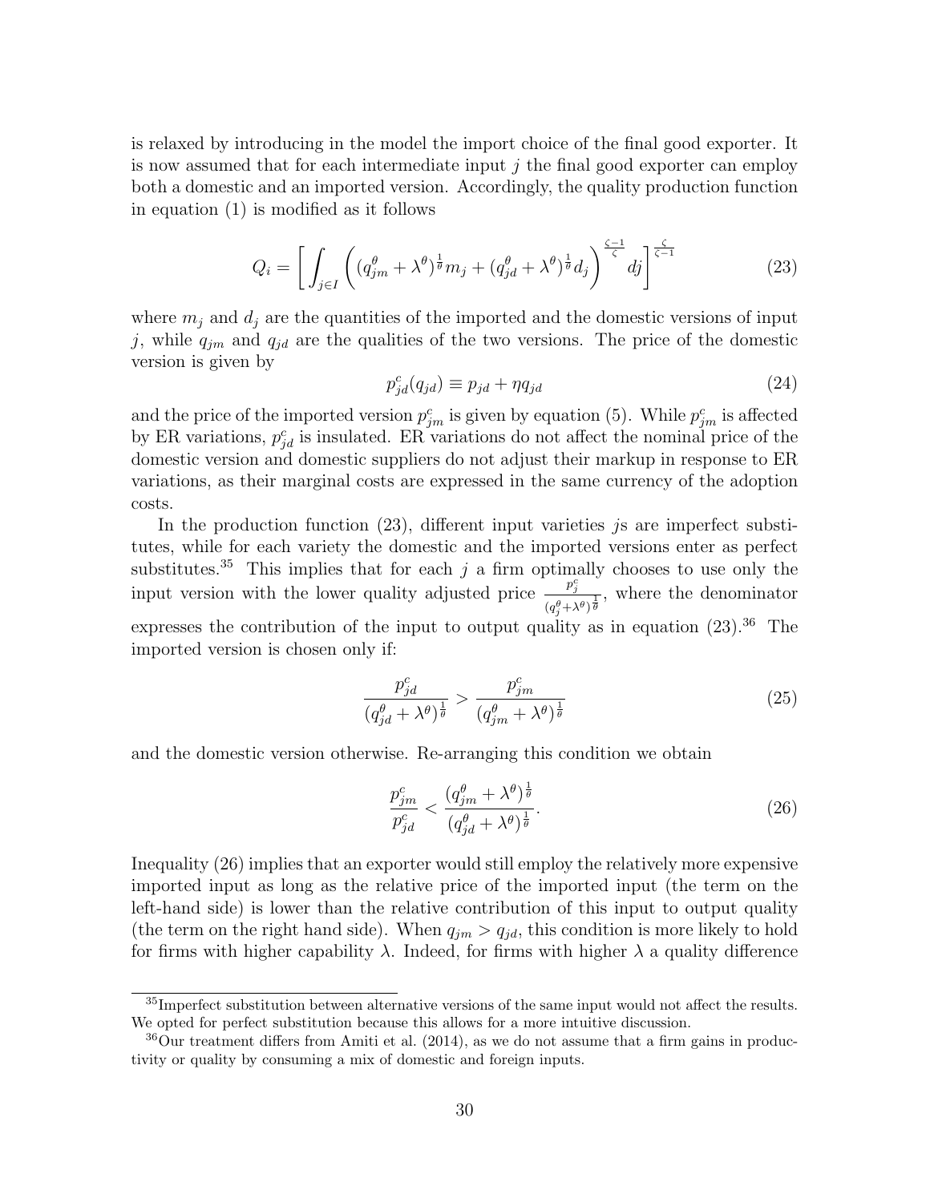is relaxed by introducing in the model the import choice of the final good exporter. It is now assumed that for each intermediate input $j$ the final good exporter can employ both a domestic and an imported version. Accordingly, the quality production function in equation (1) is modified as it follows

$$Q_i = \left[ \int_{j \in I} \left( (q_{jm}^{\theta} + \lambda^{\theta})^{\frac{1}{\theta}} m_j + (q_{jd}^{\theta} + \lambda^{\theta})^{\frac{1}{\theta}} d_j \right)^{\frac{\zeta - 1}{\zeta}} dj \right]^{\frac{\zeta}{\zeta - 1}} \tag{23}$$

where $m_j$ and $d_j$ are the quantities of the imported and the domestic versions of input $j$, while $q_{jm}$ and $q_{jd}$ are the qualities of the two versions. The price of the domestic version is given by

$$p_{jd}^c(q_{jd}) \equiv p_{jd} + \eta q_{jd} \tag{24}$$

and the price of the imported version $p_{jm}^c$ is given by equation (5). While $p_{jm}^c$ is affected by ER variations, $p_{jd}^c$ is insulated. ER variations do not affect the nominal price of the domestic version and domestic suppliers do not adjust their markup in response to ER variations, as their marginal costs are expressed in the same currency of the adoption costs.

In the production function (23), different input varieties $j$s are imperfect substitutes, while for each variety the domestic and the imported versions enter as perfect substitutes.[35] This implies that for each $j$ a firm optimally chooses to use only the input version with the lower quality adjusted price $\frac{p_j^c}{(q_j^{\theta} + \lambda^{\theta})^{\frac{1}{\theta}}}$, where the denominator expresses the contribution of the input to output quality as in equation (23).[36] The imported version is chosen only if:

$$\frac{p_{jd}^c}{(q_{jd}^{\theta} + \lambda^{\theta})^{\frac{1}{\theta}}} > \frac{p_{jm}^c}{(q_{jm}^{\theta} + \lambda^{\theta})^{\frac{1}{\theta}}} \tag{25}$$

and the domestic version otherwise. Re-arranging this condition we obtain

$$\frac{p_{jm}^c}{p_{jd}^c} < \frac{(q_{jm}^{\theta} + \lambda^{\theta})^{\frac{1}{\theta}}}{(q_{jd}^{\theta} + \lambda^{\theta})^{\frac{1}{\theta}}}. \tag{26}$$

Inequality (26) implies that an exporter would still employ the relatively more expensive imported input as long as the relative price of the imported input (the term on the left-hand side) is lower than the relative contribution of this input to output quality (the term on the right hand side). When $q_{jm} > q_{jd}$, this condition is more likely to hold for firms with higher capability $\lambda$. Indeed, for firms with higher $\lambda$ a quality difference

[35] Imperfect substitution between alternative versions of the same input would not affect the results. We opted for perfect substitution because this allows for a more intuitive discussion.

[36] Our treatment differs from Amiti et al. (2014), as we do not assume that a firm gains in productivity or quality by consuming a mix of domestic and foreign inputs.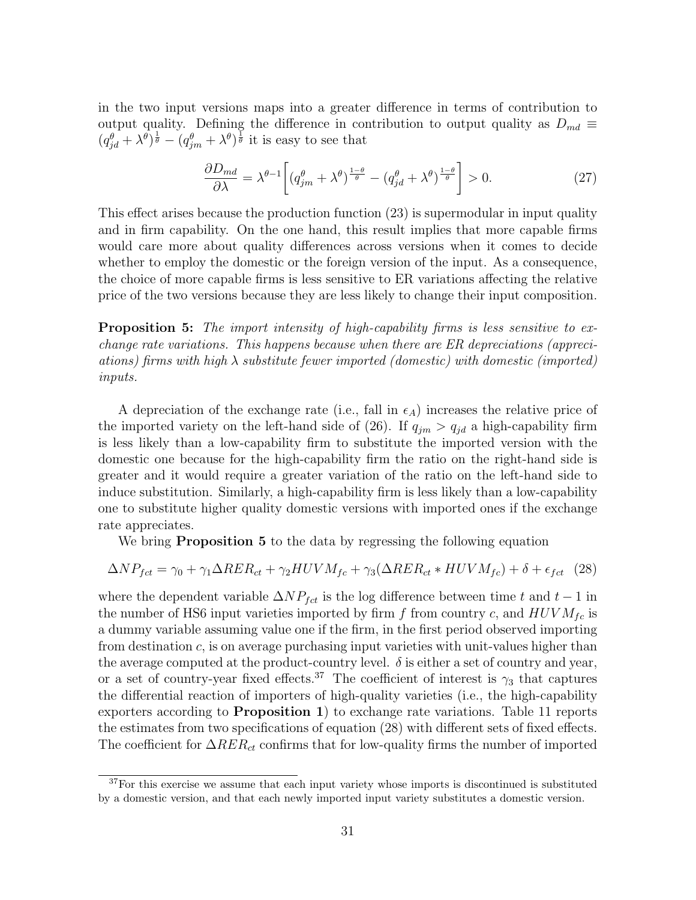in the two input versions maps into a greater difference in terms of contribution to output quality. Defining the difference in contribution to output quality as $D_{md} \equiv (q_{jd}^{\theta} + \lambda^{\theta})^{\frac{1}{\theta}} - (q_{jm}^{\theta} + \lambda^{\theta})^{\frac{1}{\theta}}$ it is easy to see that

$$\frac{\partial D_{md}}{\partial \lambda} = \lambda^{\theta-1}\left[(q_{jm}^{\theta} + \lambda^{\theta})^{\frac{1-\theta}{\theta}} - (q_{jd}^{\theta} + \lambda^{\theta})^{\frac{1-\theta}{\theta}}\right] > 0. \tag{27}$$

This effect arises because the production function (23) is supermodular in input quality and in firm capability. On the one hand, this result implies that more capable firms would care more about quality differences across versions when it comes to decide whether to employ the domestic or the foreign version of the input. As a consequence, the choice of more capable firms is less sensitive to ER variations affecting the relative price of the two versions because they are less likely to change their input composition.

**Proposition 5:** *The import intensity of high-capability firms is less sensitive to exchange rate variations. This happens because when there are ER depreciations (appreciations) firms with high $\lambda$ substitute fewer imported (domestic) with domestic (imported) inputs.*

A depreciation of the exchange rate (i.e., fall in $\epsilon_A$) increases the relative price of the imported variety on the left-hand side of (26). If $q_{jm} > q_{jd}$ a high-capability firm is less likely than a low-capability firm to substitute the imported version with the domestic one because for the high-capability firm the ratio on the right-hand side is greater and it would require a greater variation of the ratio on the left-hand side to induce substitution. Similarly, a high-capability firm is less likely than a low-capability one to substitute higher quality domestic versions with imported ones if the exchange rate appreciates.

We bring **Proposition 5** to the data by regressing the following equation

$$\Delta NP_{fct} = \gamma_0 + \gamma_1 \Delta RER_{ct} + \gamma_2 HUVM_{fc} + \gamma_3(\Delta RER_{ct} * HUVM_{fc}) + \delta + \epsilon_{fct} \tag{28}$$

where the dependent variable $\Delta NP_{fct}$ is the log difference between time $t$ and $t-1$ in the number of HS6 input varieties imported by firm $f$ from country $c$, and $HUVM_{fc}$ is a dummy variable assuming value one if the firm, in the first period observed importing from destination $c$, is on average purchasing input varieties with unit-values higher than the average computed at the product-country level. $\delta$ is either a set of country and year, or a set of country-year fixed effects.[37] The coefficient of interest is $\gamma_3$ that captures the differential reaction of importers of high-quality varieties (i.e., the high-capability exporters according to **Proposition 1**) to exchange rate variations. Table 11 reports the estimates from two specifications of equation (28) with different sets of fixed effects. The coefficient for $\Delta RER_{ct}$ confirms that for low-quality firms the number of imported

[37] For this exercise we assume that each input variety whose imports is discontinued is substituted by a domestic version, and that each newly imported input variety substitutes a domestic version.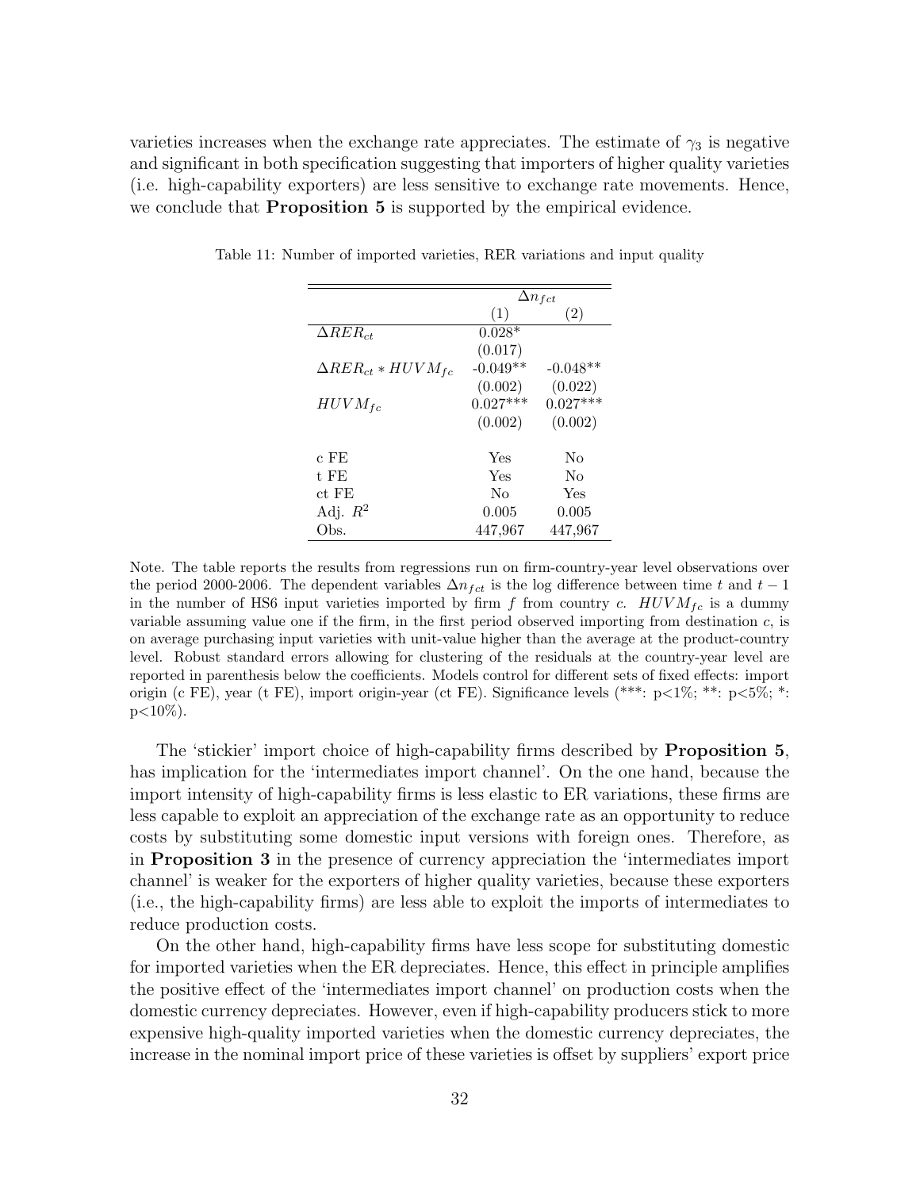varieties increases when the exchange rate appreciates. The estimate of $\gamma_3$ is negative and significant in both specification suggesting that importers of higher quality varieties (i.e. high-capability exporters) are less sensitive to exchange rate movements. Hence, we conclude that **Proposition 5** is supported by the empirical evidence.

Table 11: Number of imported varieties, RER variations and input quality

| | $\Delta n_{fct}$ | |
|---|---|---|
| | (1) | (2) |
| $\Delta RER_{ct}$ | 0.028* | |
| | (0.017) | |
| $\Delta RER_{ct} * HUVM_{fc}$ | -0.049** | -0.048** |
| | (0.002) | (0.022) |
| $HUVM_{fc}$ | 0.027*** | 0.027*** |
| | (0.002) | (0.002) |
| c FE | Yes | No |
| t FE | Yes | No |
| ct FE | No | Yes |
| Adj. $R^2$ | 0.005 | 0.005 |
| Obs. | 447,967 | 447,967 |

Note. The table reports the results from regressions run on firm-country-year level observations over the period 2000-2006. The dependent variables $\Delta n_{fct}$ is the log difference between time $t$ and $t-1$ in the number of HS6 input varieties imported by firm $f$ from country $c$. $HUVM_{fc}$ is a dummy variable assuming value one if the firm, in the first period observed importing from destination $c$, is on average purchasing input varieties with unit-value higher than the average at the product-country level. Robust standard errors allowing for clustering of the residuals at the country-year level are reported in parenthesis below the coefficients. Models control for different sets of fixed effects: import origin (c FE), year (t FE), import origin-year (ct FE). Significance levels (***: p<1%; **: p<5%; *: p<10%).

The 'stickier' import choice of high-capability firms described by **Proposition 5**, has implication for the 'intermediates import channel'. On the one hand, because the import intensity of high-capability firms is less elastic to ER variations, these firms are less capable to exploit an appreciation of the exchange rate as an opportunity to reduce costs by substituting some domestic input versions with foreign ones. Therefore, as in **Proposition 3** in the presence of currency appreciation the 'intermediates import channel' is weaker for the exporters of higher quality varieties, because these exporters (i.e., the high-capability firms) are less able to exploit the imports of intermediates to reduce production costs.

On the other hand, high-capability firms have less scope for substituting domestic for imported varieties when the ER depreciates. Hence, this effect in principle amplifies the positive effect of the 'intermediates import channel' on production costs when the domestic currency depreciates. However, even if high-capability producers stick to more expensive high-quality imported varieties when the domestic currency depreciates, the increase in the nominal import price of these varieties is offset by suppliers' export price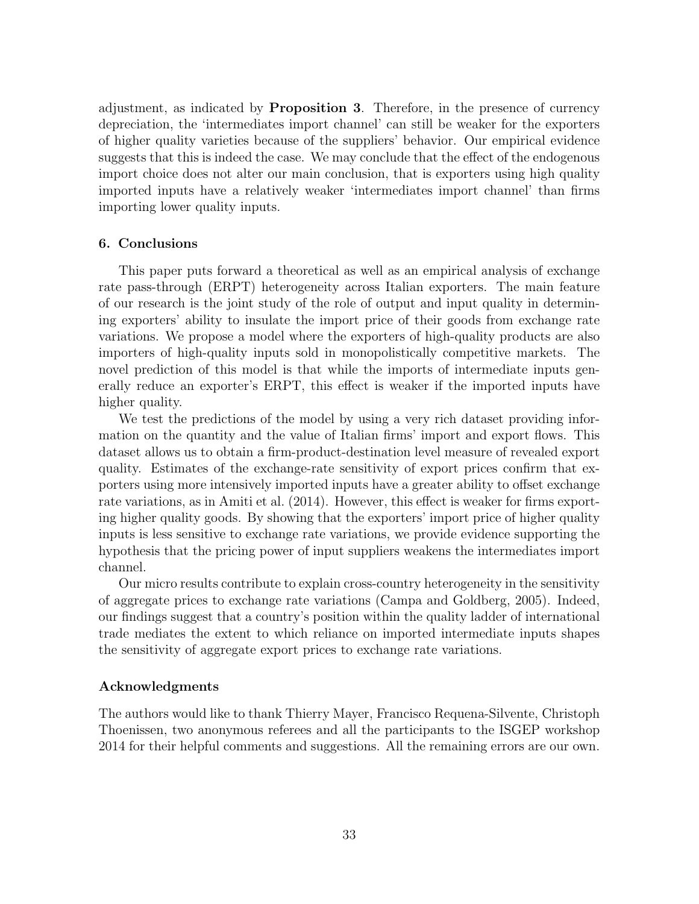adjustment, as indicated by **Proposition 3**. Therefore, in the presence of currency depreciation, the 'intermediates import channel' can still be weaker for the exporters of higher quality varieties because of the suppliers' behavior. Our empirical evidence suggests that this is indeed the case. We may conclude that the effect of the endogenous import choice does not alter our main conclusion, that is exporters using high quality imported inputs have a relatively weaker 'intermediates import channel' than firms importing lower quality inputs.

### 6. Conclusions

This paper puts forward a theoretical as well as an empirical analysis of exchange rate pass-through (ERPT) heterogeneity across Italian exporters. The main feature of our research is the joint study of the role of output and input quality in determining exporters' ability to insulate the import price of their goods from exchange rate variations. We propose a model where the exporters of high-quality products are also importers of high-quality inputs sold in monopolistically competitive markets. The novel prediction of this model is that while the imports of intermediate inputs generally reduce an exporter's ERPT, this effect is weaker if the imported inputs have higher quality.

We test the predictions of the model by using a very rich dataset providing information on the quantity and the value of Italian firms' import and export flows. This dataset allows us to obtain a firm-product-destination level measure of revealed export quality. Estimates of the exchange-rate sensitivity of export prices confirm that exporters using more intensively imported inputs have a greater ability to offset exchange rate variations, as in Amiti et al. (2014). However, this effect is weaker for firms exporting higher quality goods. By showing that the exporters' import price of higher quality inputs is less sensitive to exchange rate variations, we provide evidence supporting the hypothesis that the pricing power of input suppliers weakens the intermediates import channel.

Our micro results contribute to explain cross-country heterogeneity in the sensitivity of aggregate prices to exchange rate variations (Campa and Goldberg, 2005). Indeed, our findings suggest that a country's position within the quality ladder of international trade mediates the extent to which reliance on imported intermediate inputs shapes the sensitivity of aggregate export prices to exchange rate variations.

### Acknowledgments

The authors would like to thank Thierry Mayer, Francisco Requena-Silvente, Christoph Thoenissen, two anonymous referees and all the participants to the ISGEP workshop 2014 for their helpful comments and suggestions. All the remaining errors are our own.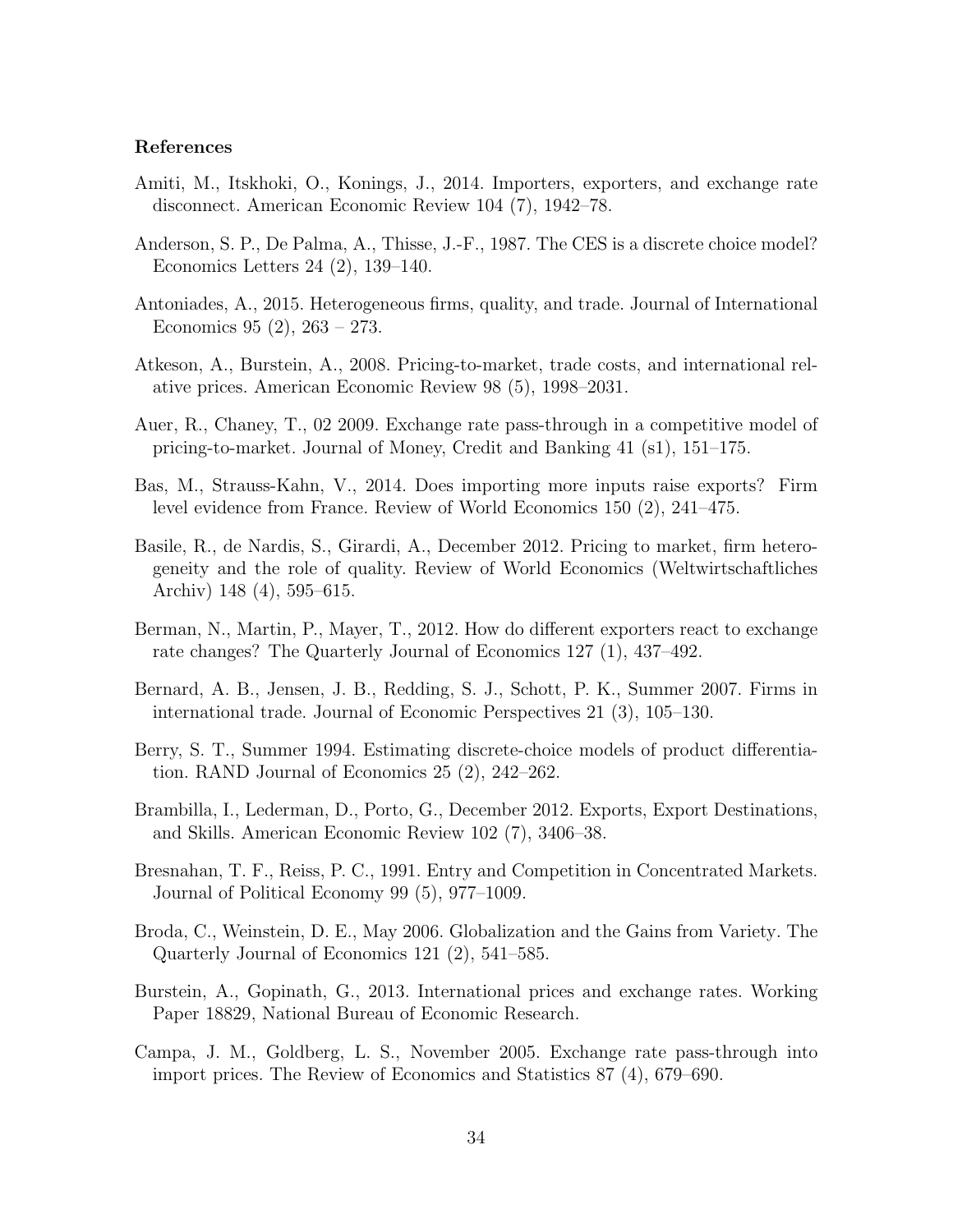### References

Amiti, M., Itskhoki, O., Konings, J., 2014. Importers, exporters, and exchange rate disconnect. American Economic Review 104 (7), 1942–78.

Anderson, S. P., De Palma, A., Thisse, J.-F., 1987. The CES is a discrete choice model? Economics Letters 24 (2), 139–140.

Antoniades, A., 2015. Heterogeneous firms, quality, and trade. Journal of International Economics 95 (2), 263 – 273.

Atkeson, A., Burstein, A., 2008. Pricing-to-market, trade costs, and international relative prices. American Economic Review 98 (5), 1998–2031.

Auer, R., Chaney, T., 02 2009. Exchange rate pass-through in a competitive model of pricing-to-market. Journal of Money, Credit and Banking 41 (s1), 151–175.

Bas, M., Strauss-Kahn, V., 2014. Does importing more inputs raise exports? Firm level evidence from France. Review of World Economics 150 (2), 241–475.

Basile, R., de Nardis, S., Girardi, A., December 2012. Pricing to market, firm heterogeneity and the role of quality. Review of World Economics (Weltwirtschaftliches Archiv) 148 (4), 595–615.

Berman, N., Martin, P., Mayer, T., 2012. How do different exporters react to exchange rate changes? The Quarterly Journal of Economics 127 (1), 437–492.

Bernard, A. B., Jensen, J. B., Redding, S. J., Schott, P. K., Summer 2007. Firms in international trade. Journal of Economic Perspectives 21 (3), 105–130.

Berry, S. T., Summer 1994. Estimating discrete-choice models of product differentiation. RAND Journal of Economics 25 (2), 242–262.

Brambilla, I., Lederman, D., Porto, G., December 2012. Exports, Export Destinations, and Skills. American Economic Review 102 (7), 3406–38.

Bresnahan, T. F., Reiss, P. C., 1991. Entry and Competition in Concentrated Markets. Journal of Political Economy 99 (5), 977–1009.

Broda, C., Weinstein, D. E., May 2006. Globalization and the Gains from Variety. The Quarterly Journal of Economics 121 (2), 541–585.

Burstein, A., Gopinath, G., 2013. International prices and exchange rates. Working Paper 18829, National Bureau of Economic Research.

Campa, J. M., Goldberg, L. S., November 2005. Exchange rate pass-through into import prices. The Review of Economics and Statistics 87 (4), 679–690.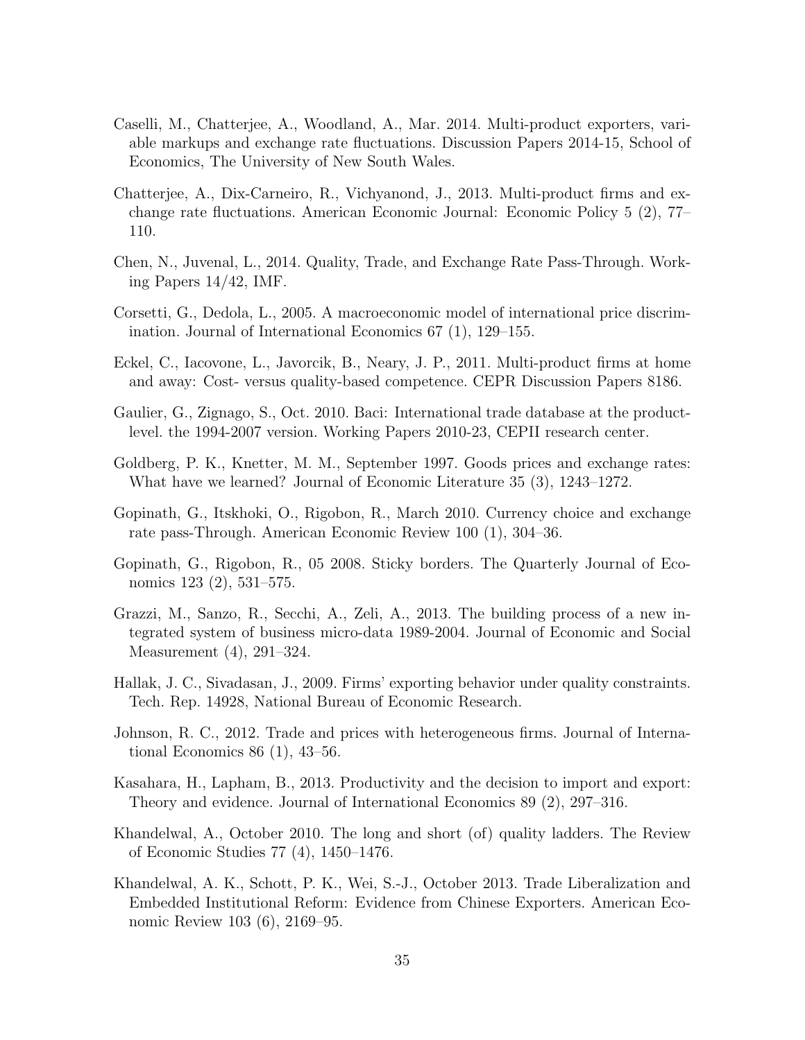Caselli, M., Chatterjee, A., Woodland, A., Mar. 2014. Multi-product exporters, variable markups and exchange rate fluctuations. Discussion Papers 2014-15, School of Economics, The University of New South Wales.

Chatterjee, A., Dix-Carneiro, R., Vichyanond, J., 2013. Multi-product firms and exchange rate fluctuations. American Economic Journal: Economic Policy 5 (2), 77–110.

Chen, N., Juvenal, L., 2014. Quality, Trade, and Exchange Rate Pass-Through. Working Papers 14/42, IMF.

Corsetti, G., Dedola, L., 2005. A macroeconomic model of international price discrimination. Journal of International Economics 67 (1), 129–155.

Eckel, C., Iacovone, L., Javorcik, B., Neary, J. P., 2011. Multi-product firms at home and away: Cost- versus quality-based competence. CEPR Discussion Papers 8186.

Gaulier, G., Zignago, S., Oct. 2010. Baci: International trade database at the product-level. the 1994-2007 version. Working Papers 2010-23, CEPII research center.

Goldberg, P. K., Knetter, M. M., September 1997. Goods prices and exchange rates: What have we learned? Journal of Economic Literature 35 (3), 1243–1272.

Gopinath, G., Itskhoki, O., Rigobon, R., March 2010. Currency choice and exchange rate pass-Through. American Economic Review 100 (1), 304–36.

Gopinath, G., Rigobon, R., 05 2008. Sticky borders. The Quarterly Journal of Economics 123 (2), 531–575.

Grazzi, M., Sanzo, R., Secchi, A., Zeli, A., 2013. The building process of a new integrated system of business micro-data 1989-2004. Journal of Economic and Social Measurement (4), 291–324.

Hallak, J. C., Sivadasan, J., 2009. Firms' exporting behavior under quality constraints. Tech. Rep. 14928, National Bureau of Economic Research.

Johnson, R. C., 2012. Trade and prices with heterogeneous firms. Journal of International Economics 86 (1), 43–56.

Kasahara, H., Lapham, B., 2013. Productivity and the decision to import and export: Theory and evidence. Journal of International Economics 89 (2), 297–316.

Khandelwal, A., October 2010. The long and short (of) quality ladders. The Review of Economic Studies 77 (4), 1450–1476.

Khandelwal, A. K., Schott, P. K., Wei, S.-J., October 2013. Trade Liberalization and Embedded Institutional Reform: Evidence from Chinese Exporters. American Economic Review 103 (6), 2169–95.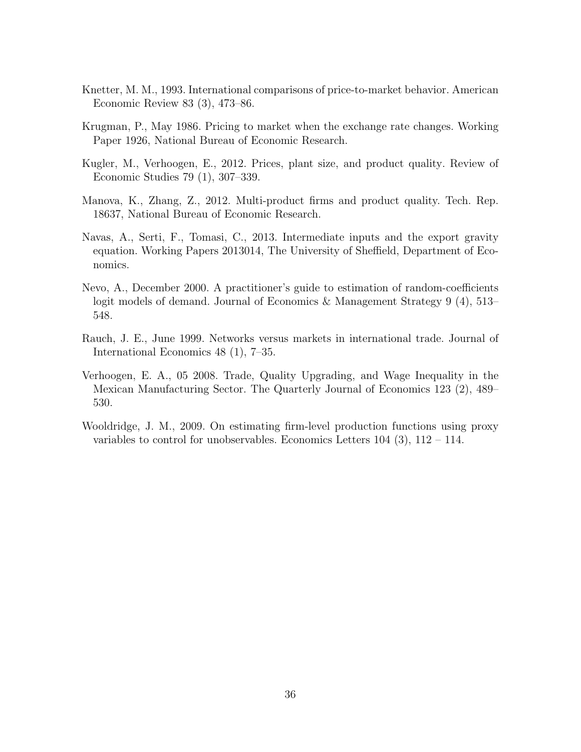Knetter, M. M., 1993. International comparisons of price-to-market behavior. American Economic Review 83 (3), 473–86.

Krugman, P., May 1986. Pricing to market when the exchange rate changes. Working Paper 1926, National Bureau of Economic Research.

Kugler, M., Verhoogen, E., 2012. Prices, plant size, and product quality. Review of Economic Studies 79 (1), 307–339.

Manova, K., Zhang, Z., 2012. Multi-product firms and product quality. Tech. Rep. 18637, National Bureau of Economic Research.

Navas, A., Serti, F., Tomasi, C., 2013. Intermediate inputs and the export gravity equation. Working Papers 2013014, The University of Sheffield, Department of Economics.

Nevo, A., December 2000. A practitioner's guide to estimation of random-coefficients logit models of demand. Journal of Economics & Management Strategy 9 (4), 513–548.

Rauch, J. E., June 1999. Networks versus markets in international trade. Journal of International Economics 48 (1), 7–35.

Verhoogen, E. A., 05 2008. Trade, Quality Upgrading, and Wage Inequality in the Mexican Manufacturing Sector. The Quarterly Journal of Economics 123 (2), 489–530.

Wooldridge, J. M., 2009. On estimating firm-level production functions using proxy variables to control for unobservables. Economics Letters 104 (3), 112 – 114.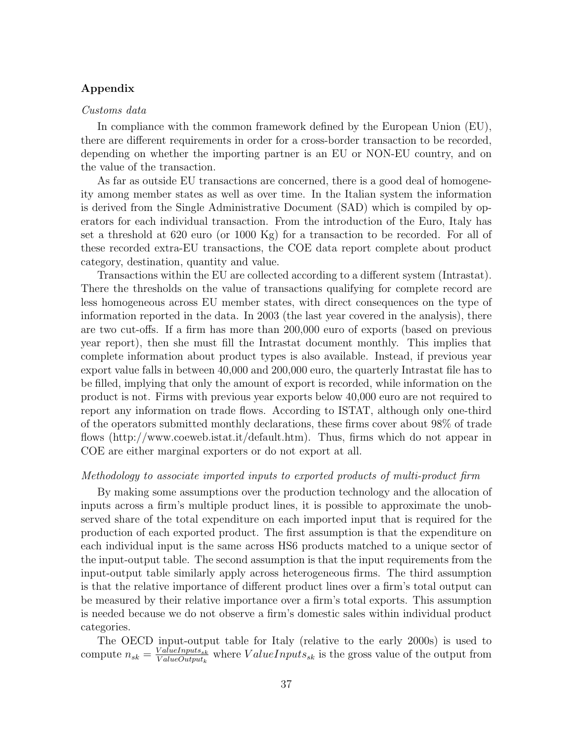## Appendix

*Customs data*

In compliance with the common framework defined by the European Union (EU), there are different requirements in order for a cross-border transaction to be recorded, depending on whether the importing partner is an EU or NON-EU country, and on the value of the transaction.

As far as outside EU transactions are concerned, there is a good deal of homogeneity among member states as well as over time. In the Italian system the information is derived from the Single Administrative Document (SAD) which is compiled by operators for each individual transaction. From the introduction of the Euro, Italy has set a threshold at 620 euro (or 1000 Kg) for a transaction to be recorded. For all of these recorded extra-EU transactions, the COE data report complete about product category, destination, quantity and value.

Transactions within the EU are collected according to a different system (Intrastat). There the thresholds on the value of transactions qualifying for complete record are less homogeneous across EU member states, with direct consequences on the type of information reported in the data. In 2003 (the last year covered in the analysis), there are two cut-offs. If a firm has more than 200,000 euro of exports (based on previous year report), then she must fill the Intrastat document monthly. This implies that complete information about product types is also available. Instead, if previous year export value falls in between 40,000 and 200,000 euro, the quarterly Intrastat file has to be filled, implying that only the amount of export is recorded, while information on the product is not. Firms with previous year exports below 40,000 euro are not required to report any information on trade flows. According to ISTAT, although only one-third of the operators submitted monthly declarations, these firms cover about 98% of trade flows (http://www.coeweb.istat.it/default.htm). Thus, firms which do not appear in COE are either marginal exporters or do not export at all.

*Methodology to associate imported inputs to exported products of multi-product firm*

By making some assumptions over the production technology and the allocation of inputs across a firm's multiple product lines, it is possible to approximate the unobserved share of the total expenditure on each imported input that is required for the production of each exported product. The first assumption is that the expenditure on each individual input is the same across HS6 products matched to a unique sector of the input-output table. The second assumption is that the input requirements from the input-output table similarly apply across heterogeneous firms. The third assumption is that the relative importance of different product lines over a firm's total output can be measured by their relative importance over a firm's total exports. This assumption is needed because we do not observe a firm's domestic sales within individual product categories.

The OECD input-output table for Italy (relative to the early 2000s) is used to compute $n_{sk} = \frac{ValueInputs_{sk}}{ValueOutput_k}$ where $ValueInputs_{sk}$ is the gross value of the output from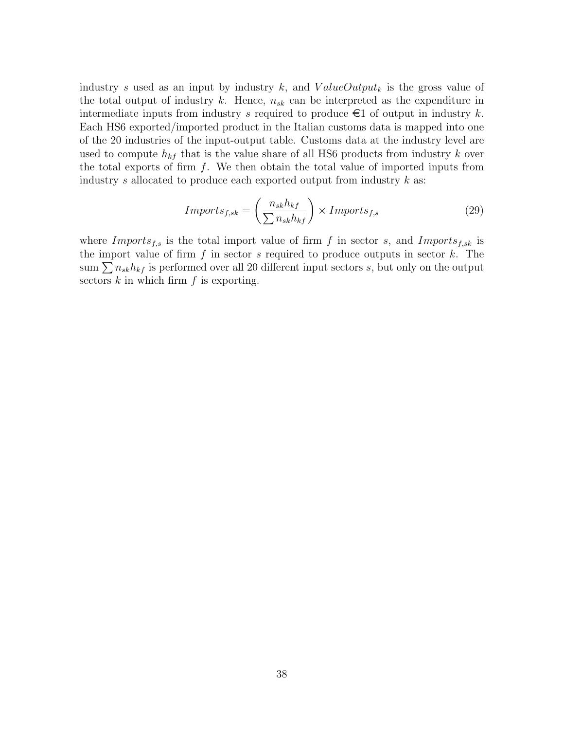industry $s$ used as an input by industry $k$, and $ValueOutput_k$ is the gross value of the total output of industry $k$. Hence, $n_{sk}$ can be interpreted as the expenditure in intermediate inputs from industry $s$ required to produce €1 of output in industry $k$. Each HS6 exported/imported product in the Italian customs data is mapped into one of the 20 industries of the input-output table. Customs data at the industry level are used to compute $h_{kf}$ that is the value share of all HS6 products from industry $k$ over the total exports of firm $f$. We then obtain the total value of imported inputs from industry $s$ allocated to produce each exported output from industry $k$ as:

$$Imports_{f,sk} = \left( \frac{n_{sk} h_{kf}}{\sum n_{sk} h_{kf}} \right) \times Imports_{f,s} \tag{29}$$

where $Imports_{f,s}$ is the total import value of firm $f$ in sector $s$, and $Imports_{f,sk}$ is the import value of firm $f$ in sector $s$ required to produce outputs in sector $k$. The sum $\sum n_{sk} h_{kf}$ is performed over all 20 different input sectors $s$, but only on the output sectors $k$ in which firm $f$ is exporting.